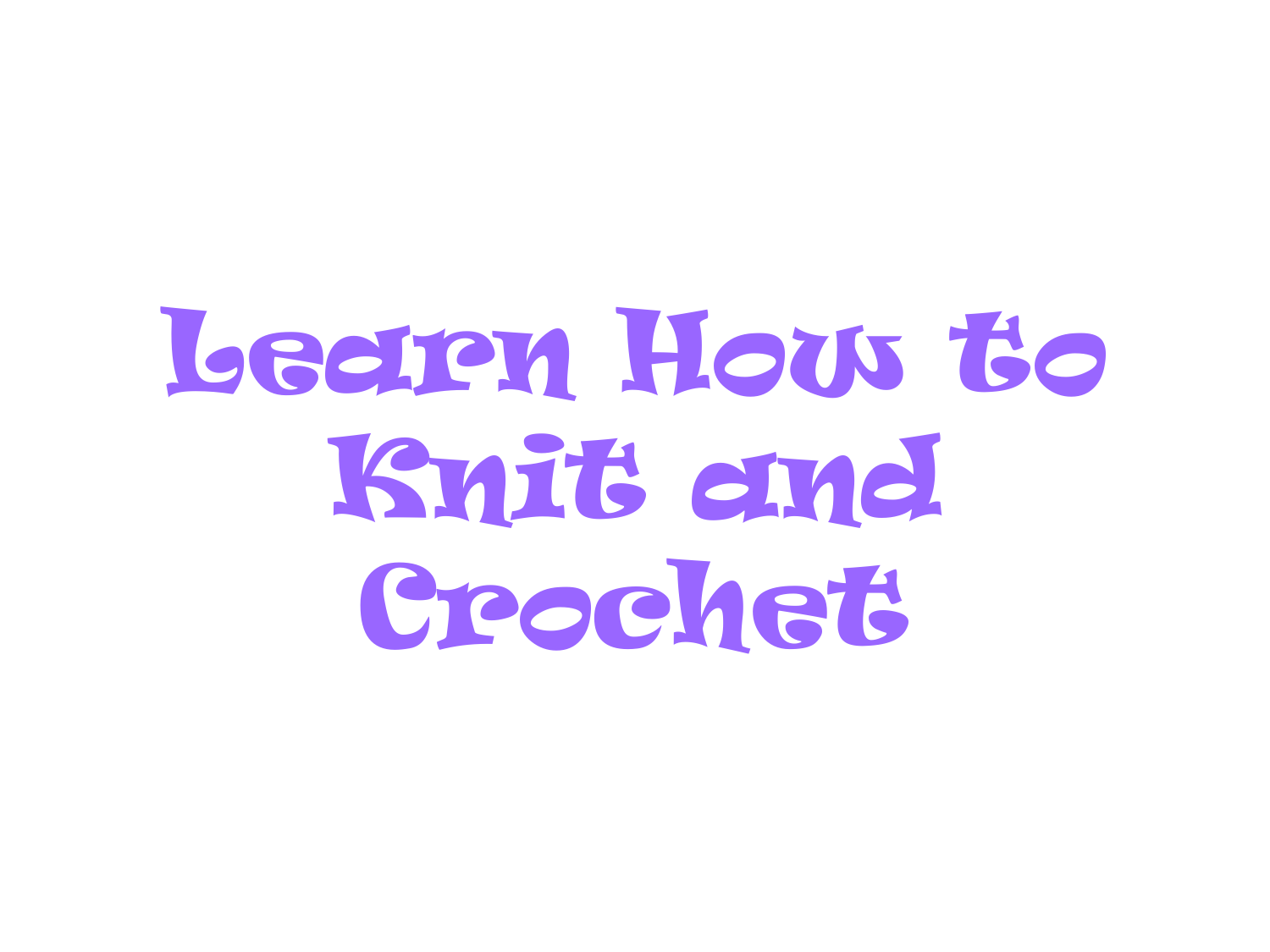# Learn How to Knit and Crochet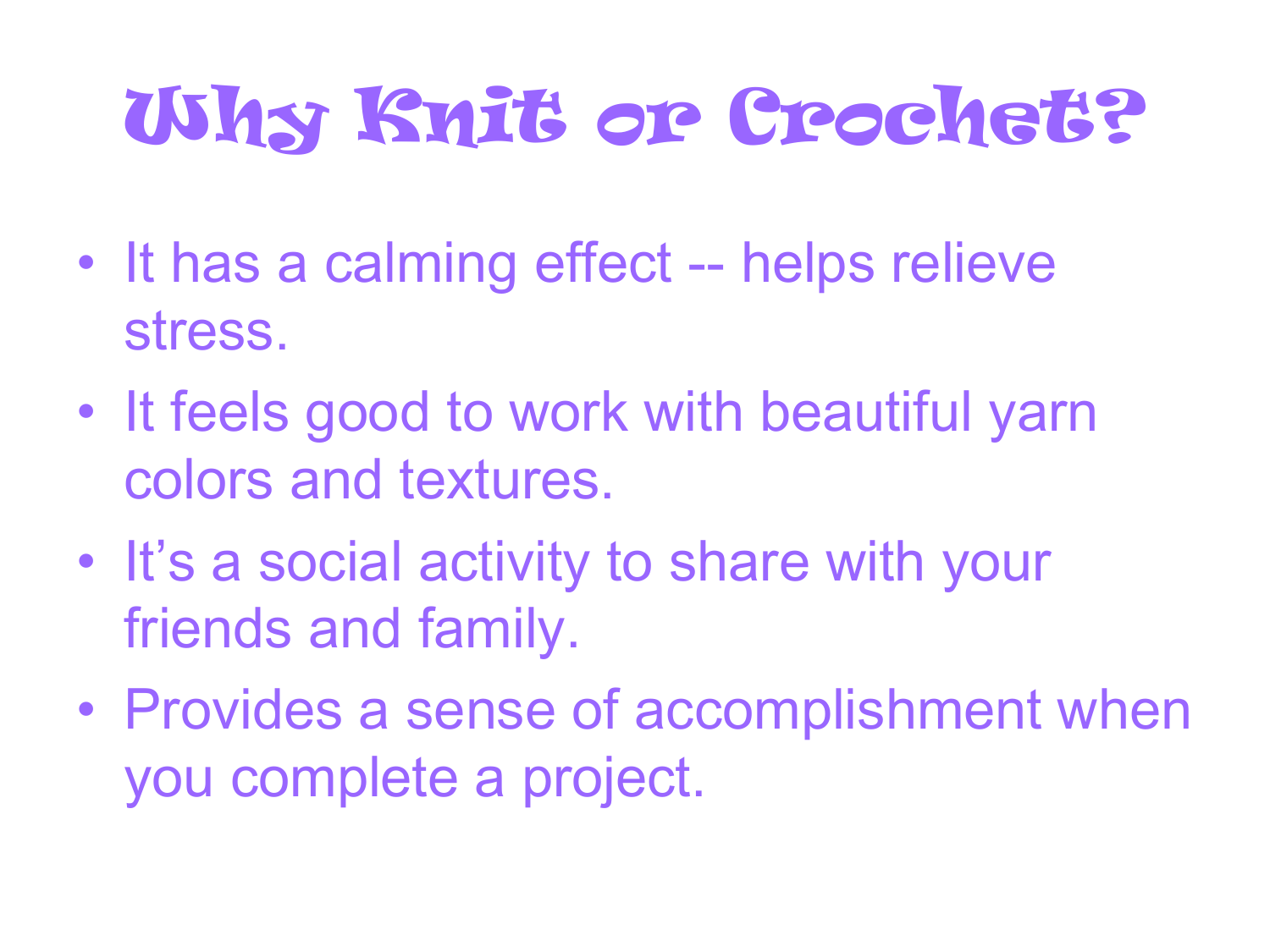# Why Knit or Crochet?

- It has a calming effect -- helps relieve stress.
- It feels good to work with beautiful yarn colors and textures.
- It's a social activity to share with your friends and family.
- Provides a sense of accomplishment when you complete a project.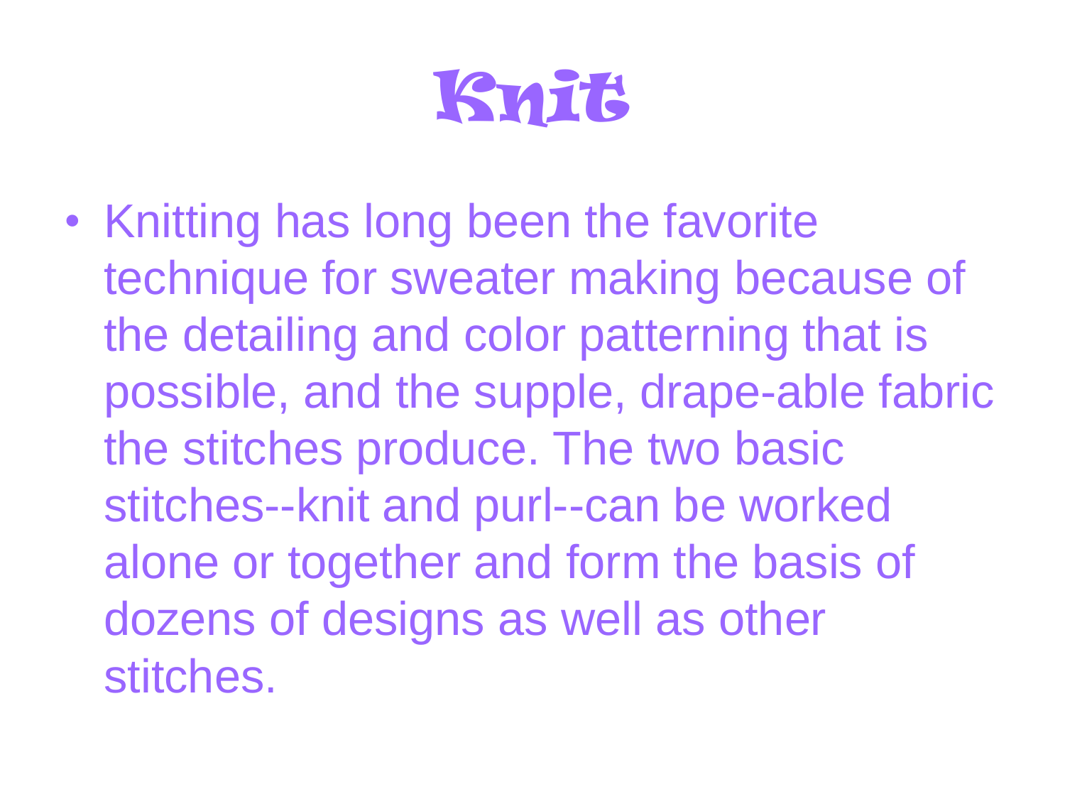# Knit

- Knitting has long been the favorite technique for sweater making because of the detailing and color patterning that is possible, and the supple, drape-able fabric the stitches produce. The two basic stitches--knit and purl--can be worked alone or together and form the basis of dozens of designs as well as other stitches.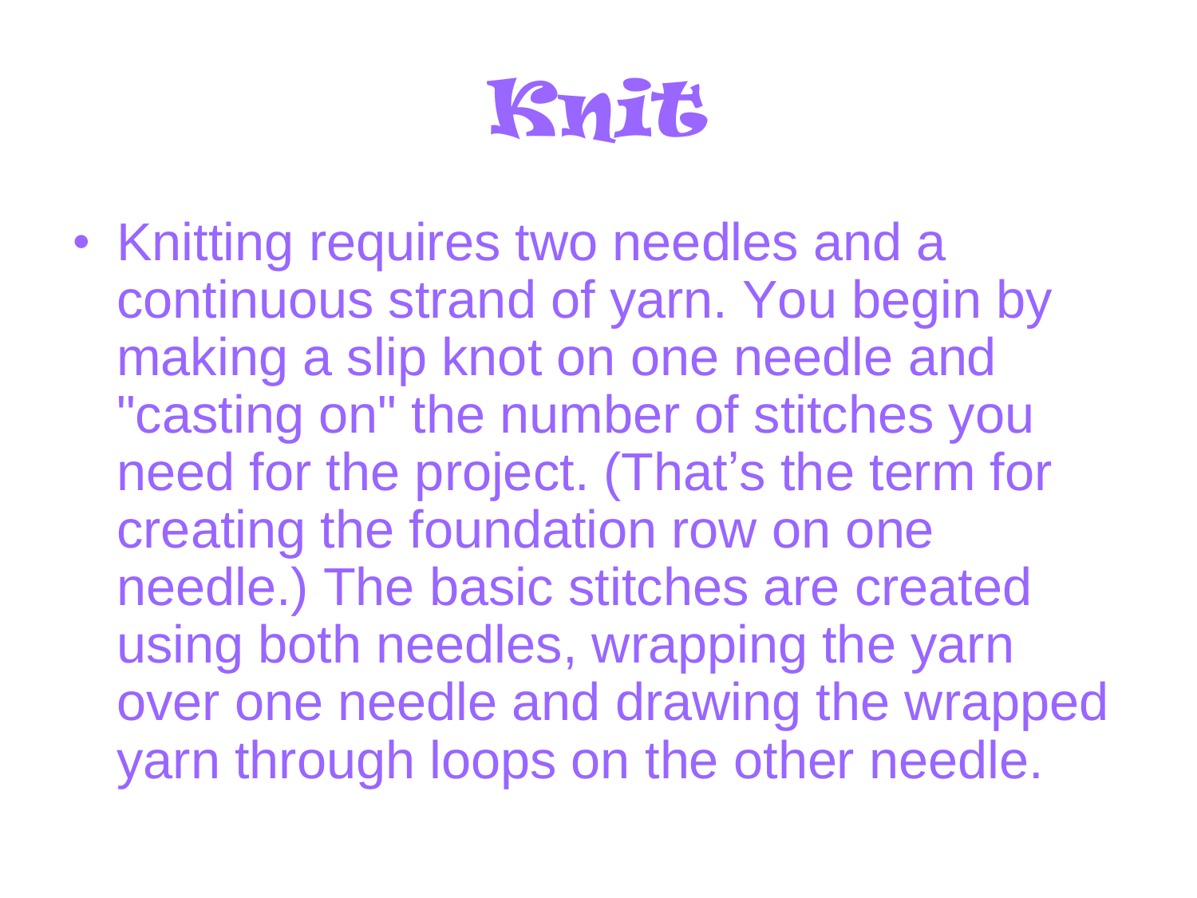# Knit

- Knitting requires two needles and a continuous strand of yarn. You begin by making a slip knot on one needle and "casting on" the number of stitches you need for the project. (That's the term for creating the foundation row on one needle.) The basic stitches are created using both needles, wrapping the yarn over one needle and drawing the wrapped yarn through loops on the other needle.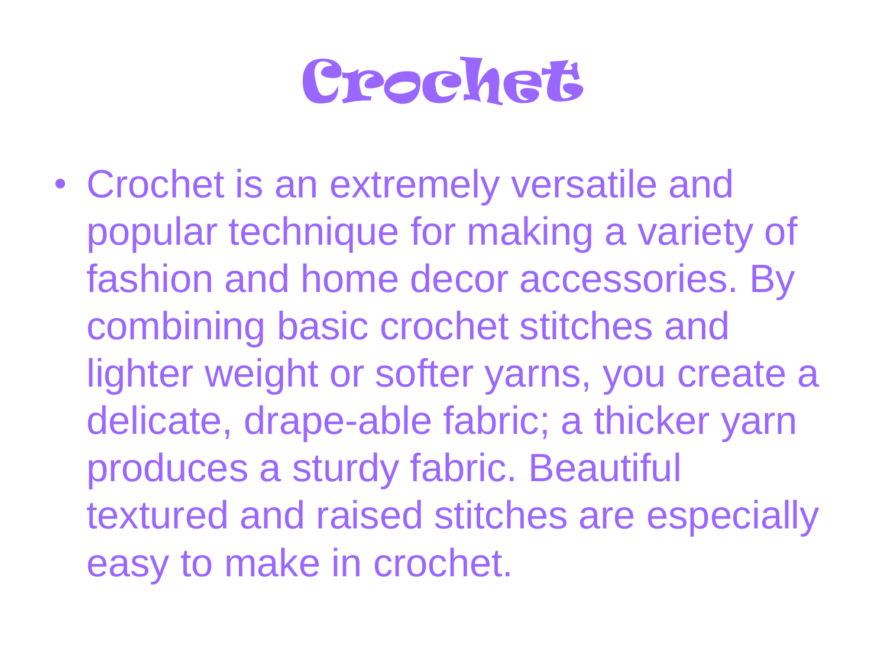# Crochet

- Crochet is an extremely versatile and popular technique for making a variety of fashion and home decor accessories. By combining basic crochet stitches and lighter weight or softer yarns, you create a delicate, drape-able fabric; a thicker yarn produces a sturdy fabric. Beautiful textured and raised stitches are especially easy to make in crochet.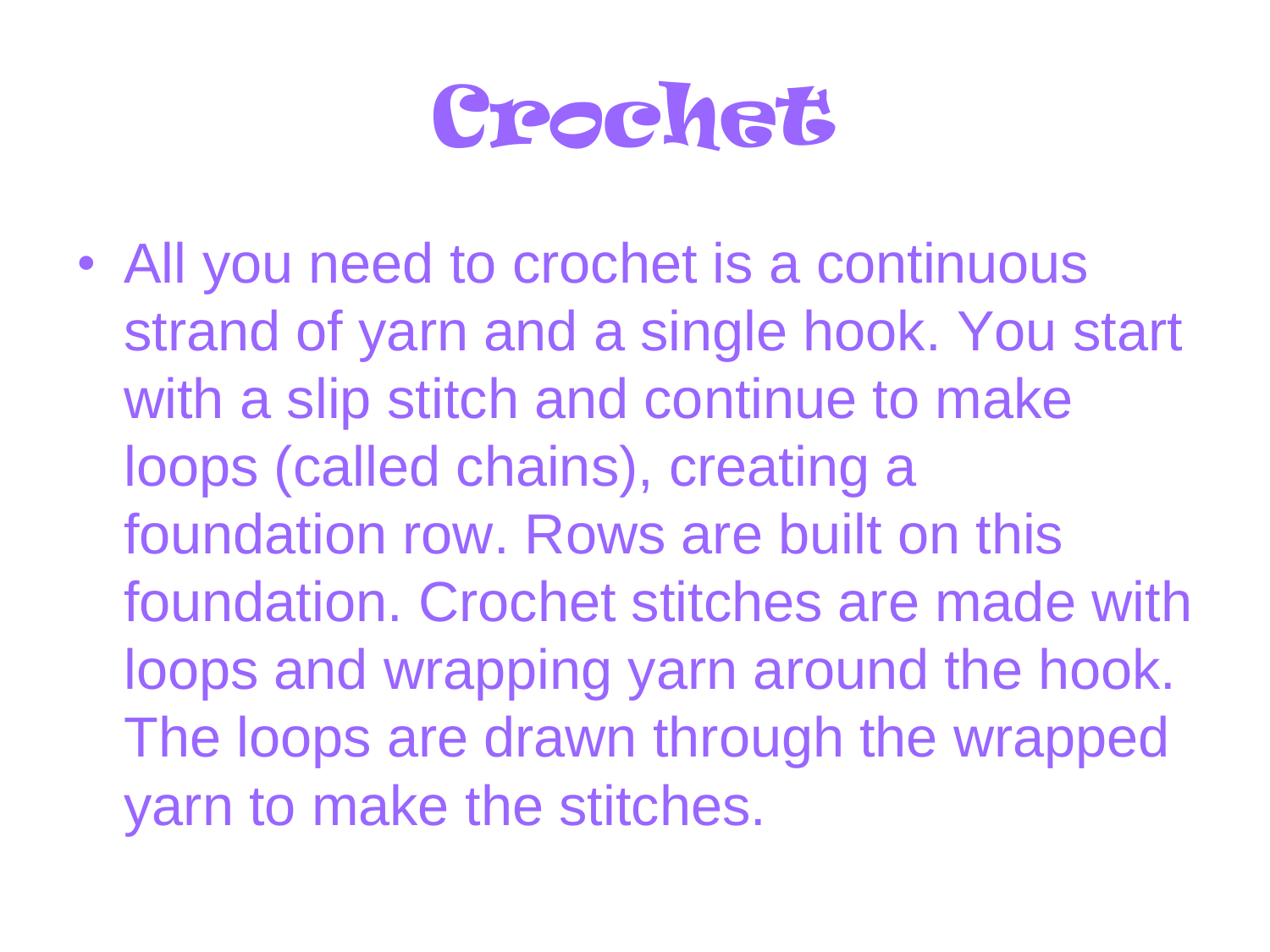# Crochet

- All you need to crochet is a continuous strand of yarn and a single hook. You start with a slip stitch and continue to make loops (called chains), creating a foundation row. Rows are built on this foundation. Crochet stitches are made with loops and wrapping yarn around the hook. The loops are drawn through the wrapped yarn to make the stitches.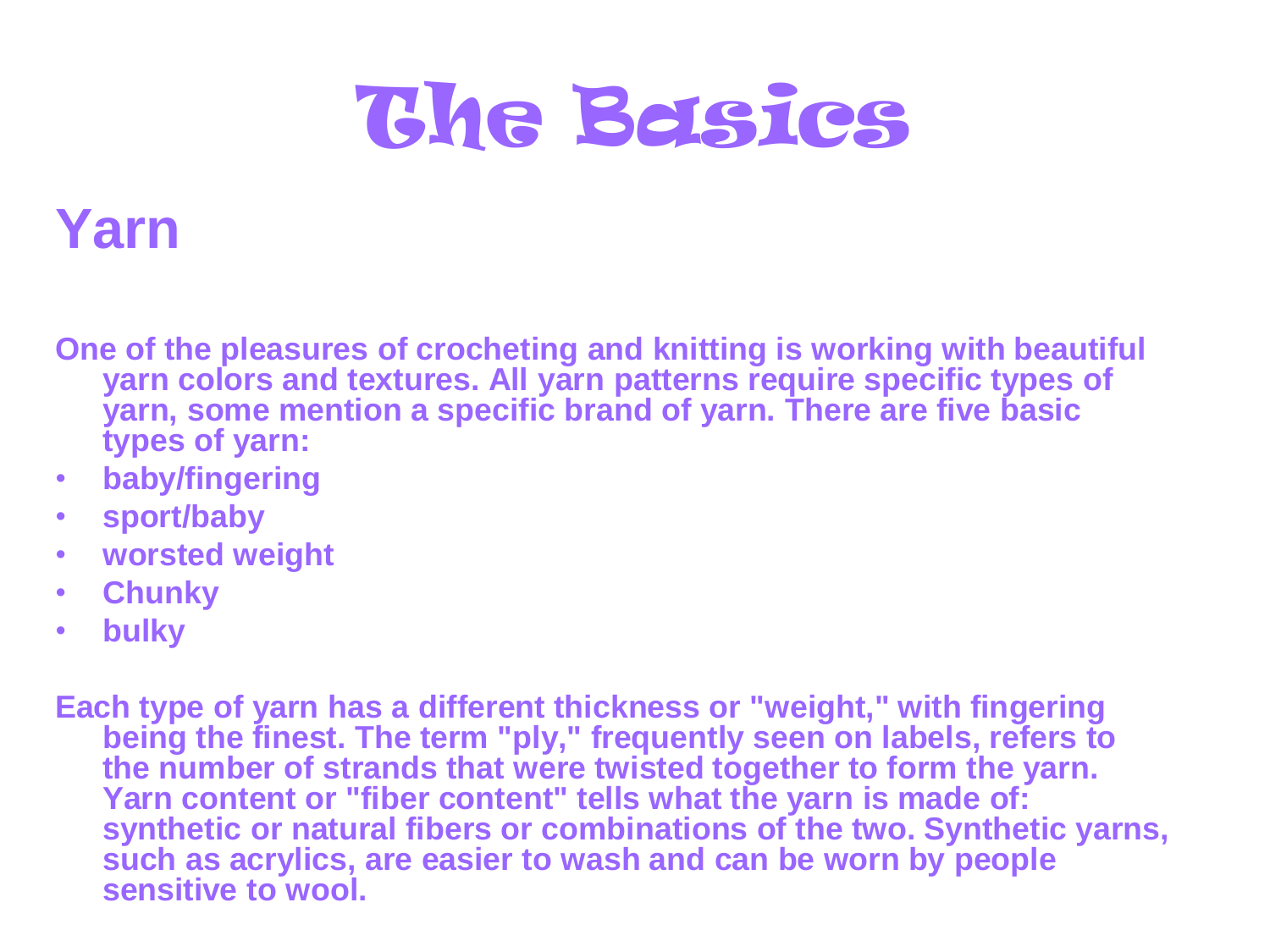# The Basics

## Yarn

One of the pleasures of crocheting and knitting is working with beautiful yarn colors and textures. All yarn patterns require specific types of yarn, some mention a specific brand of yarn. There are five basic types of yarn:

- baby/fingering
- sport/baby
- worsted weight
- Chunky
- bulky

Each type of yarn has a different thickness or "weight," with fingering being the finest. The term "ply," frequently seen on labels, refers to the number of strands that were twisted together to form the yarn. Yarn content or "fiber content" tells what the yarn is made of: synthetic or natural fibers or combinations of the two. Synthetic yarns, such as acrylics, are easier to wash and can be worn by people sensitive to wool.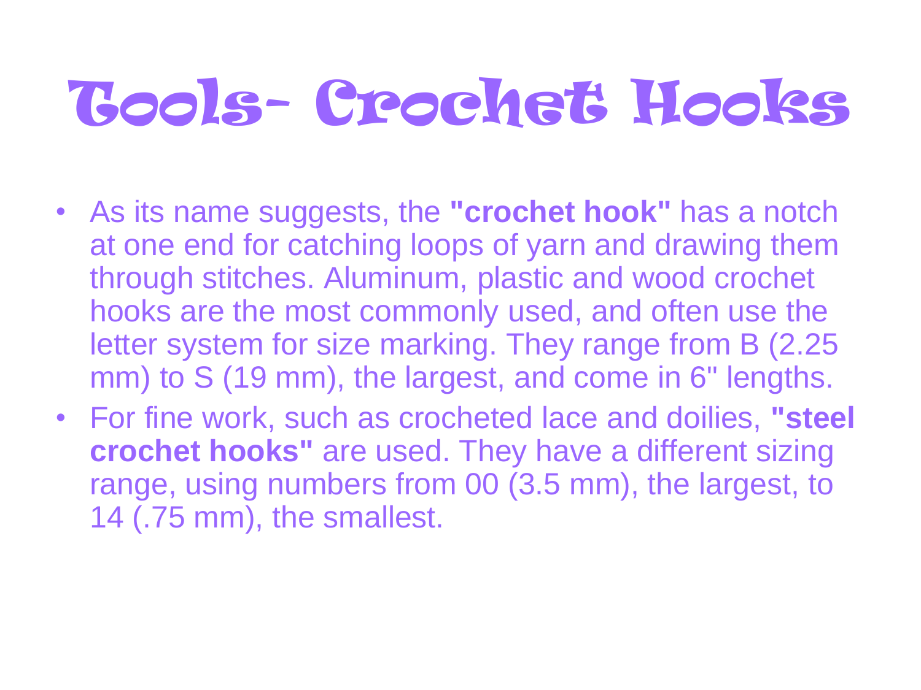# Tools- Crochet Hooks

- As its name suggests, the **"crochet hook"** has a notch at one end for catching loops of yarn and drawing them through stitches. Aluminum, plastic and wood crochet hooks are the most commonly used, and often use the letter system for size marking. They range from B (2.25 mm) to S (19 mm), the largest, and come in 6" lengths.
- For fine work, such as crocheted lace and doilies, **"steel crochet hooks"** are used. They have a different sizing range, using numbers from 00 (3.5 mm), the largest, to 14 (.75 mm), the smallest.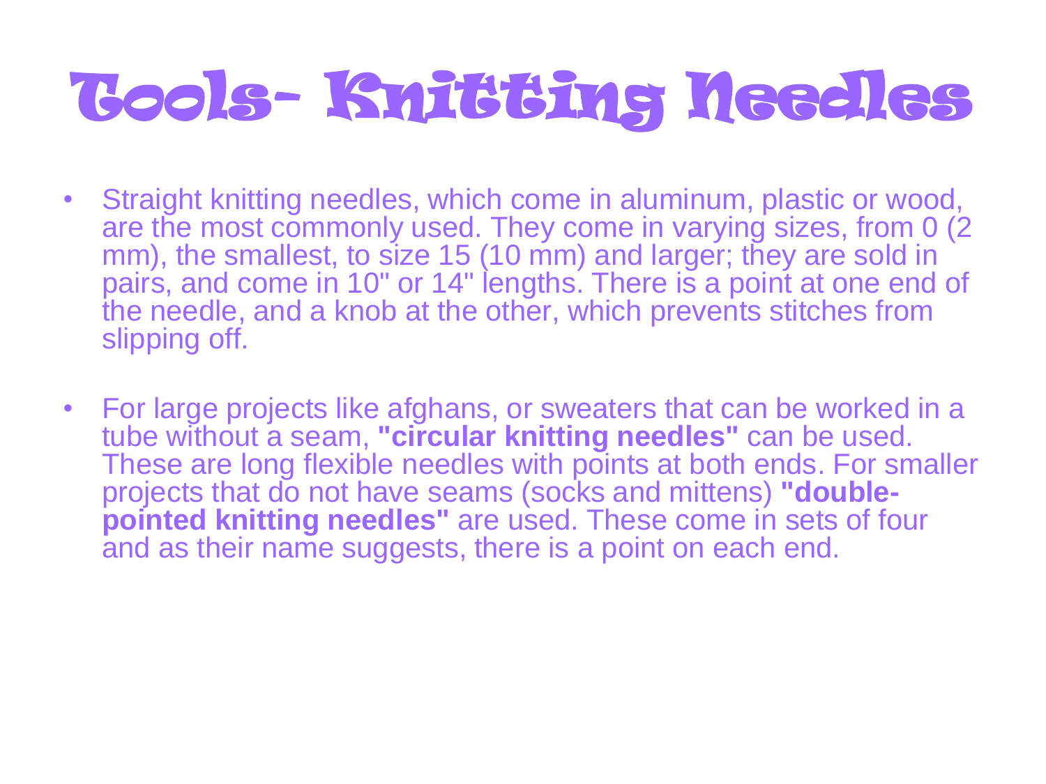# Tools- Knitting Needles

- Straight knitting needles, which come in aluminum, plastic or wood, are the most commonly used. They come in varying sizes, from 0 (2 mm), the smallest, to size 15 (10 mm) and larger; they are sold in pairs, and come in 10" or 14" lengths. There is a point at one end of the needle, and a knob at the other, which prevents stitches from slipping off.
- For large projects like afghans, or sweaters that can be worked in a tube without a seam, **"circular knitting needles"** can be used. These are long flexible needles with points at both ends. For smaller projects that do not have seams (socks and mittens) **"double-pointed knitting needles"** are used. These come in sets of four and as their name suggests, there is a point on each end.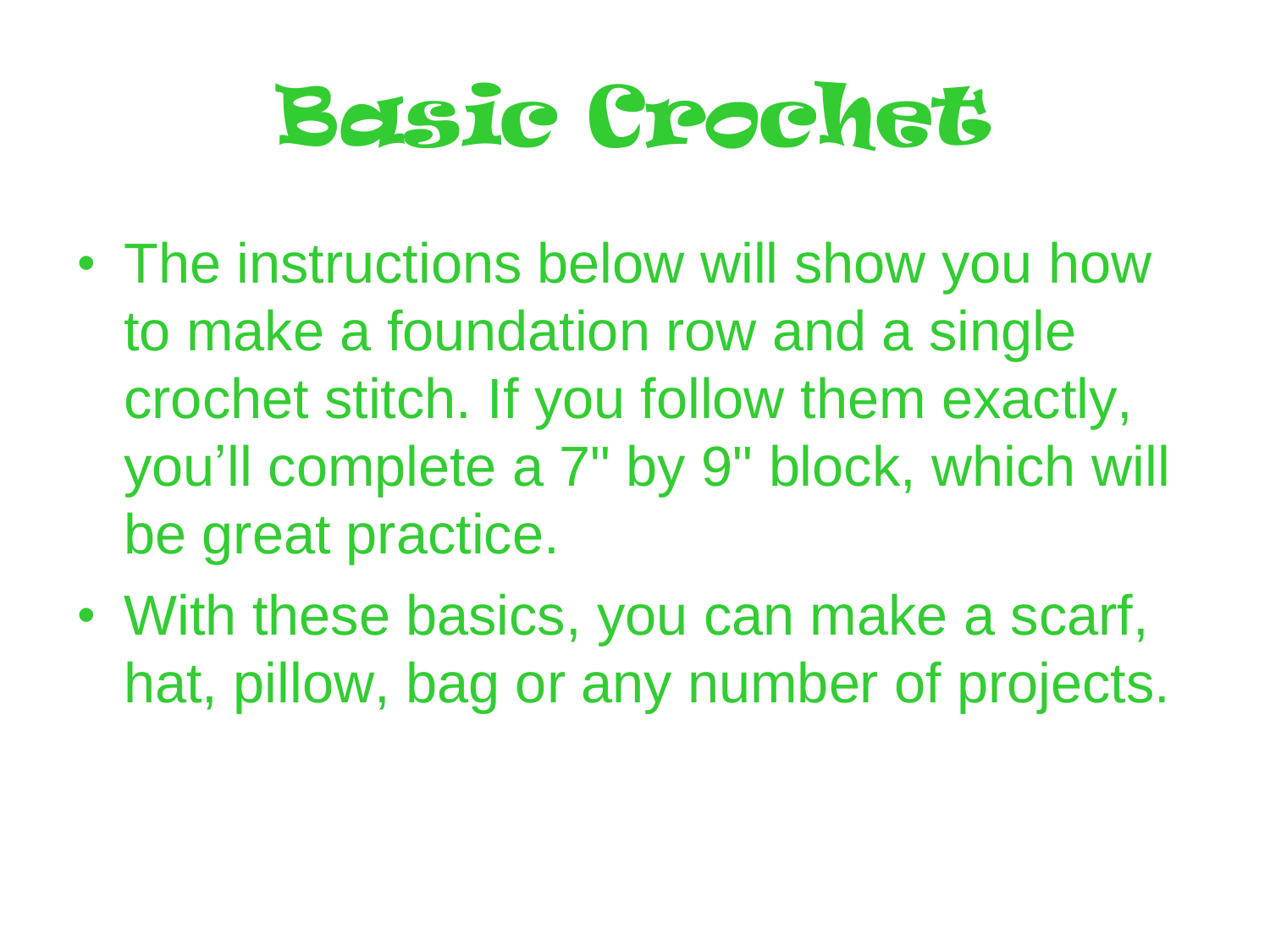# Basic Crochet

- The instructions below will show you how to make a foundation row and a single crochet stitch. If you follow them exactly, you'll complete a 7" by 9" block, which will be great practice.
- With these basics, you can make a scarf, hat, pillow, bag or any number of projects.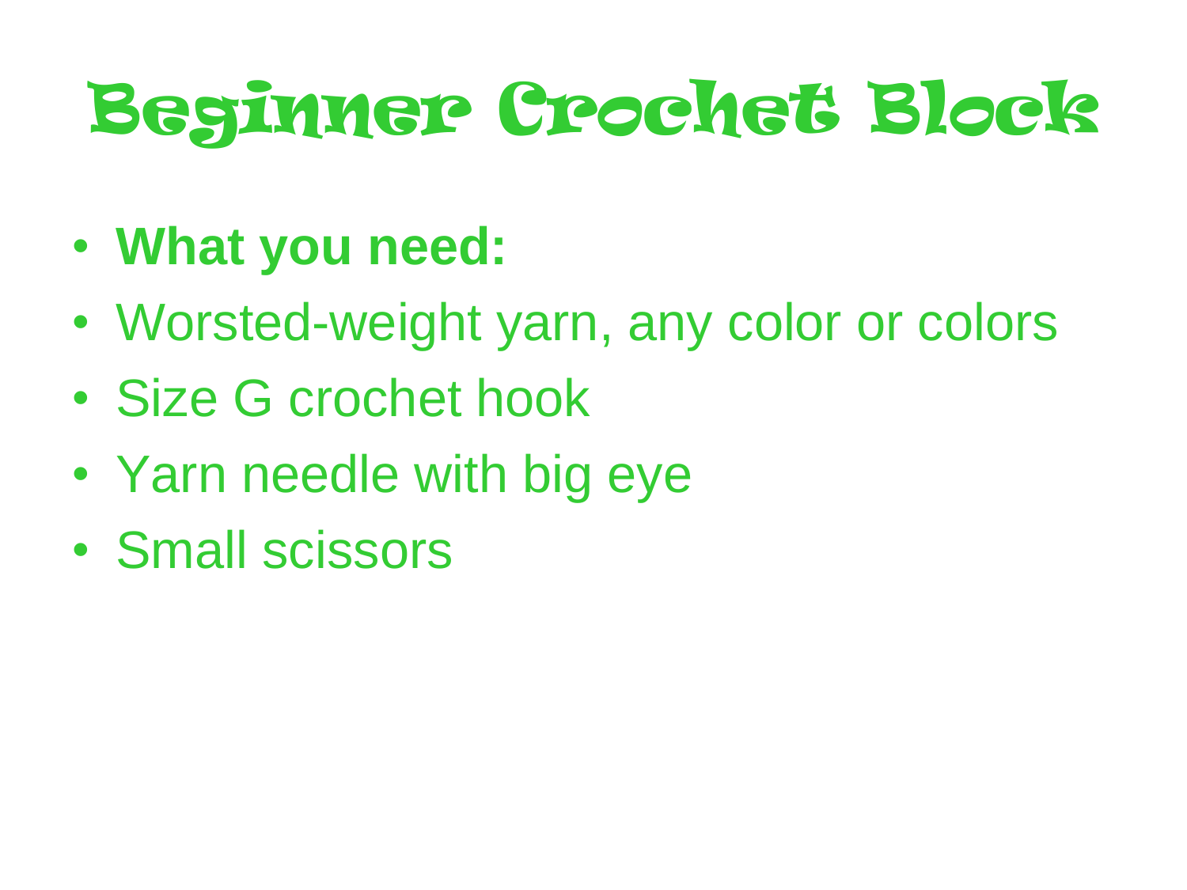# Beginner Crochet Block

- **What you need:**
- Worsted-weight yarn, any color or colors
- Size G crochet hook
- Yarn needle with big eye
- Small scissors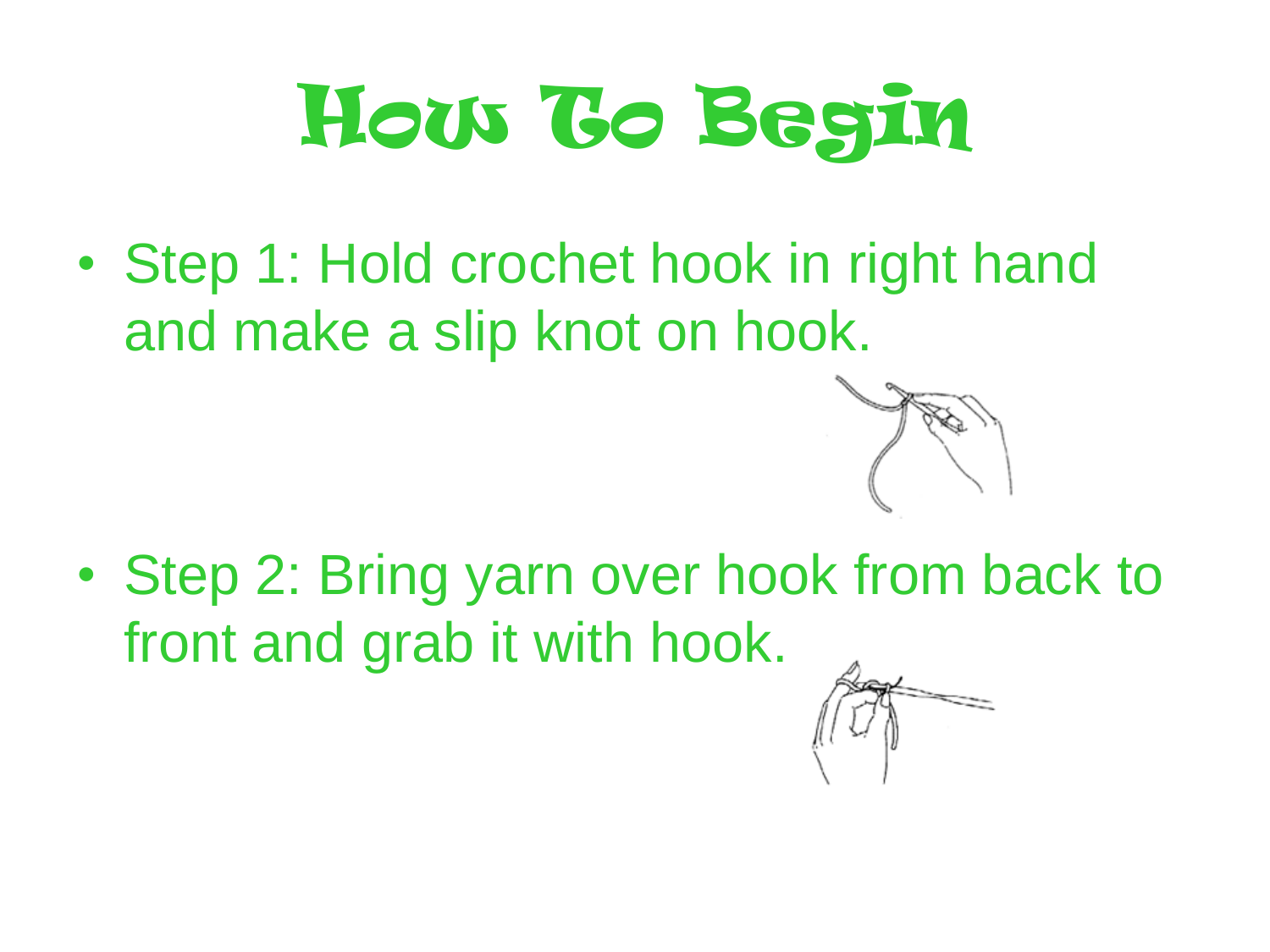# How To Begin

- Step 1: Hold crochet hook in right hand and make a slip knot on hook.

- Step 2: Bring yarn over hook from back to front and grab it with hook.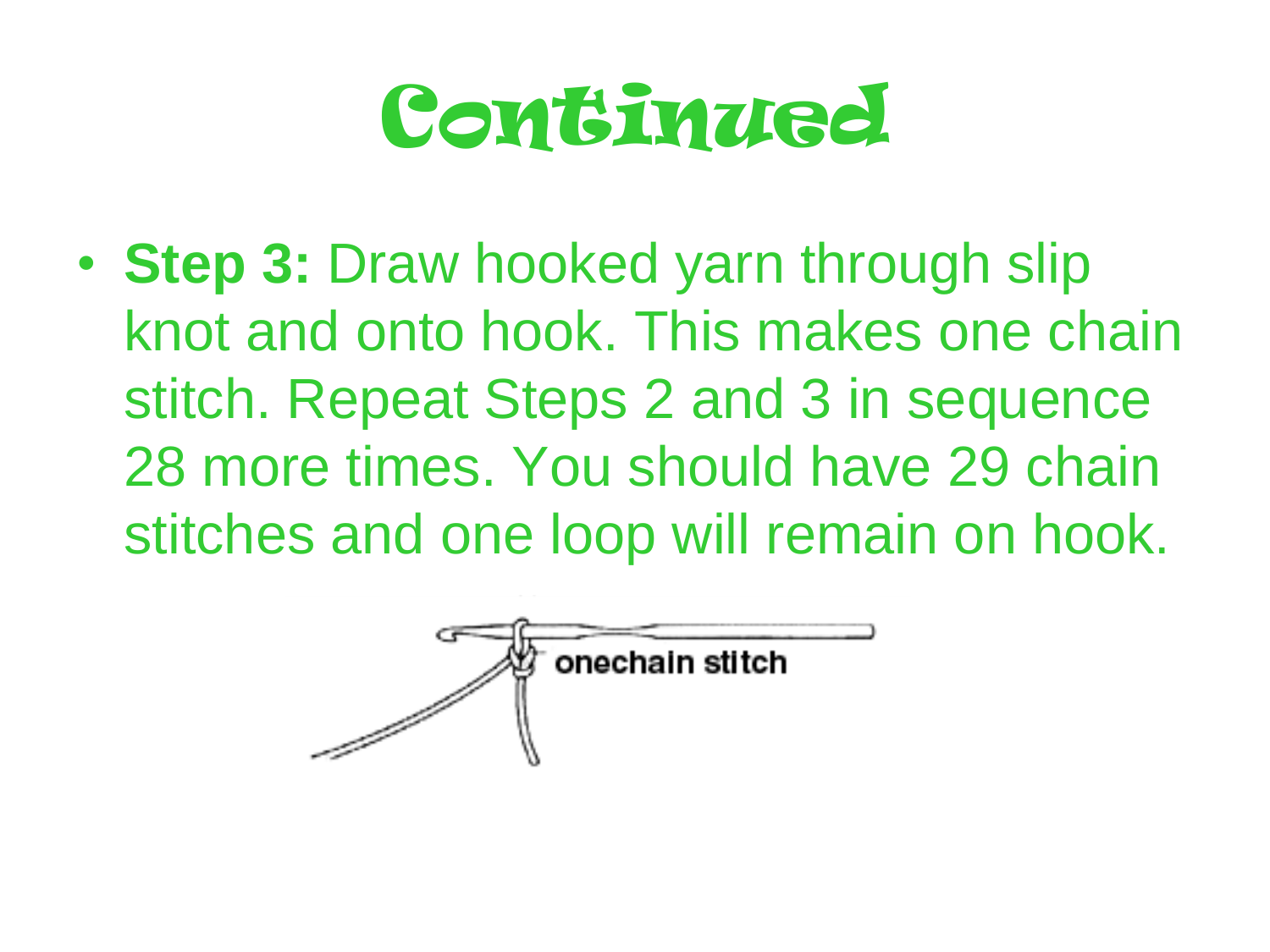# Continued

- **Step 3:** Draw hooked yarn through slip knot and onto hook. This makes one chain stitch. Repeat Steps 2 and 3 in sequence 28 more times. You should have 29 chain stitches and one loop will remain on hook.

onechain stitch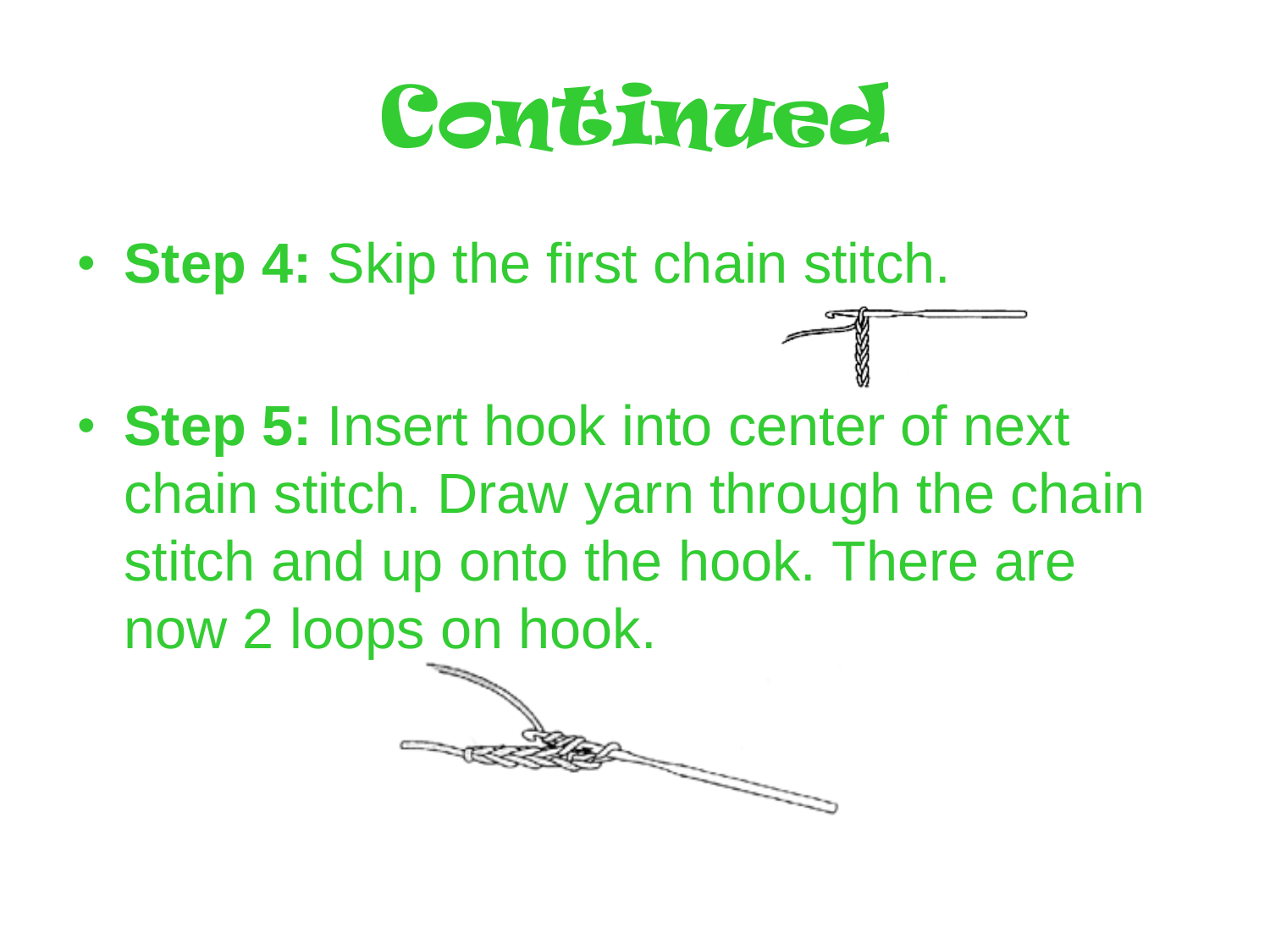# Continued

- **Step 4:** Skip the first chain stitch.
- **Step 5:** Insert hook into center of next chain stitch. Draw yarn through the chain stitch and up onto the hook. There are now 2 loops on hook.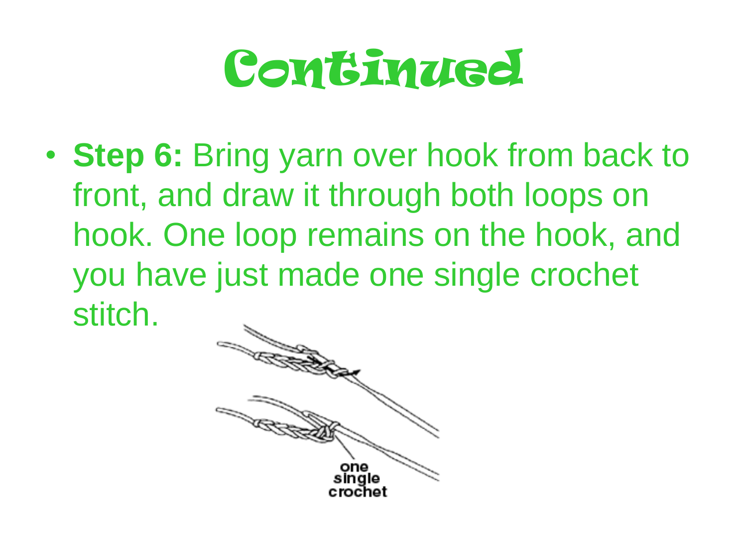# Continued

- **Step 6:** Bring yarn over hook from back to front, and draw it through both loops on hook. One loop remains on the hook, and you have just made one single crochet stitch.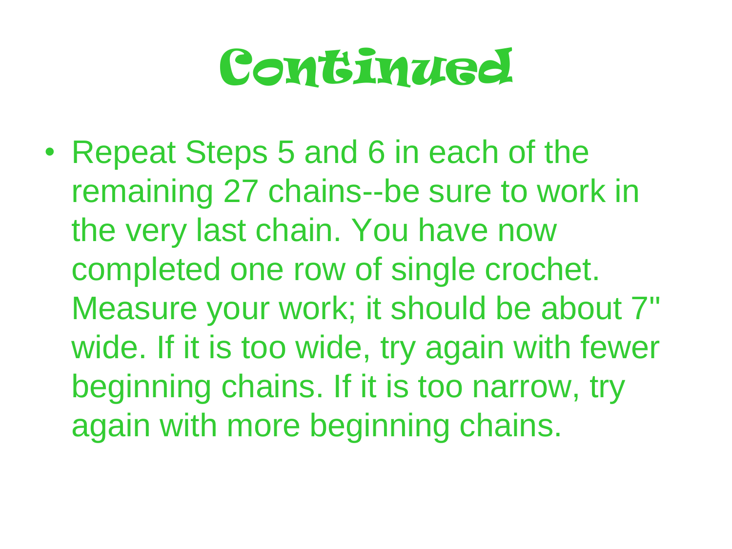# Continued

- Repeat Steps 5 and 6 in each of the remaining 27 chains--be sure to work in the very last chain. You have now completed one row of single crochet. Measure your work; it should be about 7" wide. If it is too wide, try again with fewer beginning chains. If it is too narrow, try again with more beginning chains.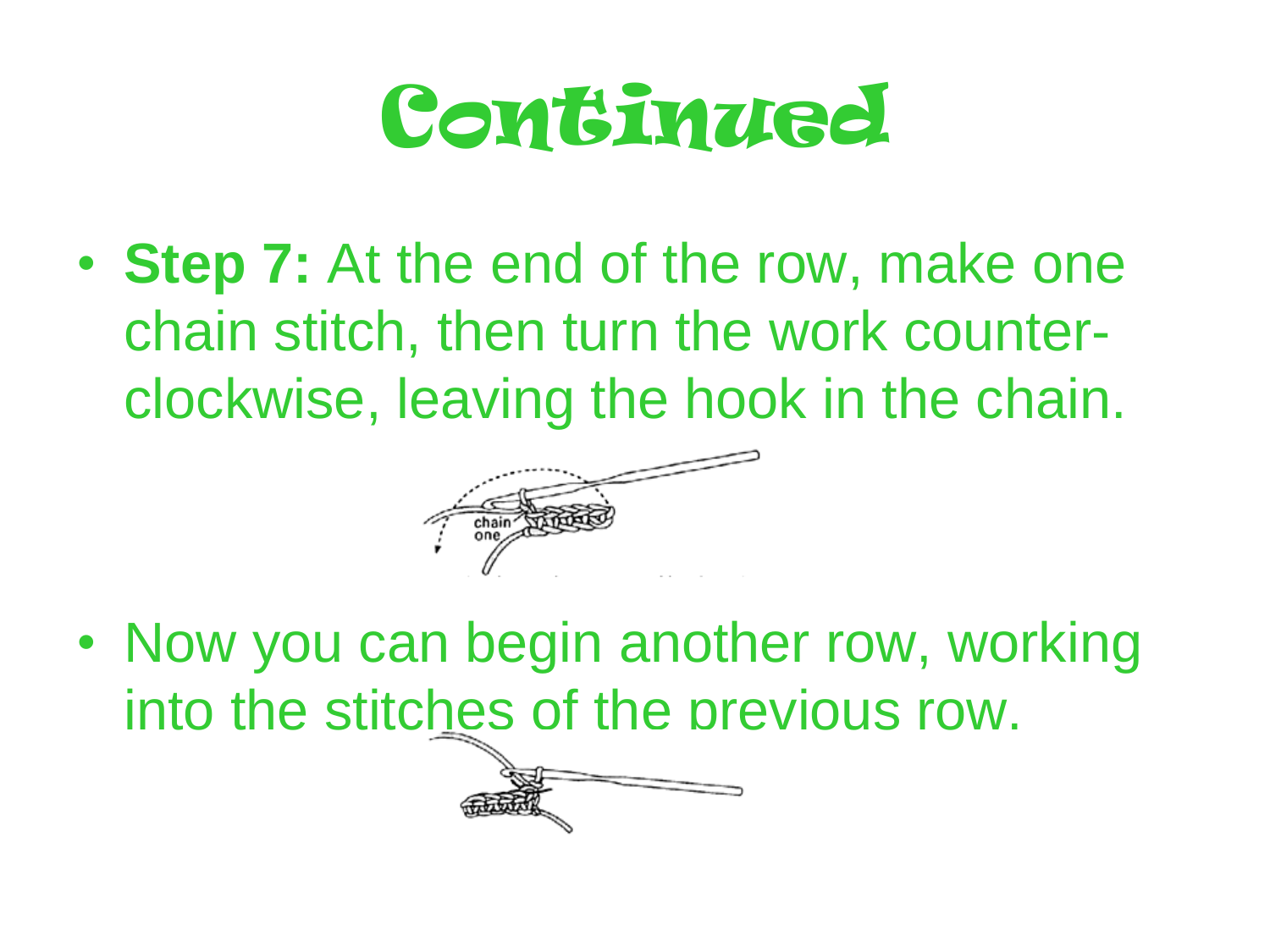# Continued

- **Step 7:** At the end of the row, make one chain stitch, then turn the work counter-clockwise, leaving the hook in the chain.

- Now you can begin another row, working into the stitches of the previous row.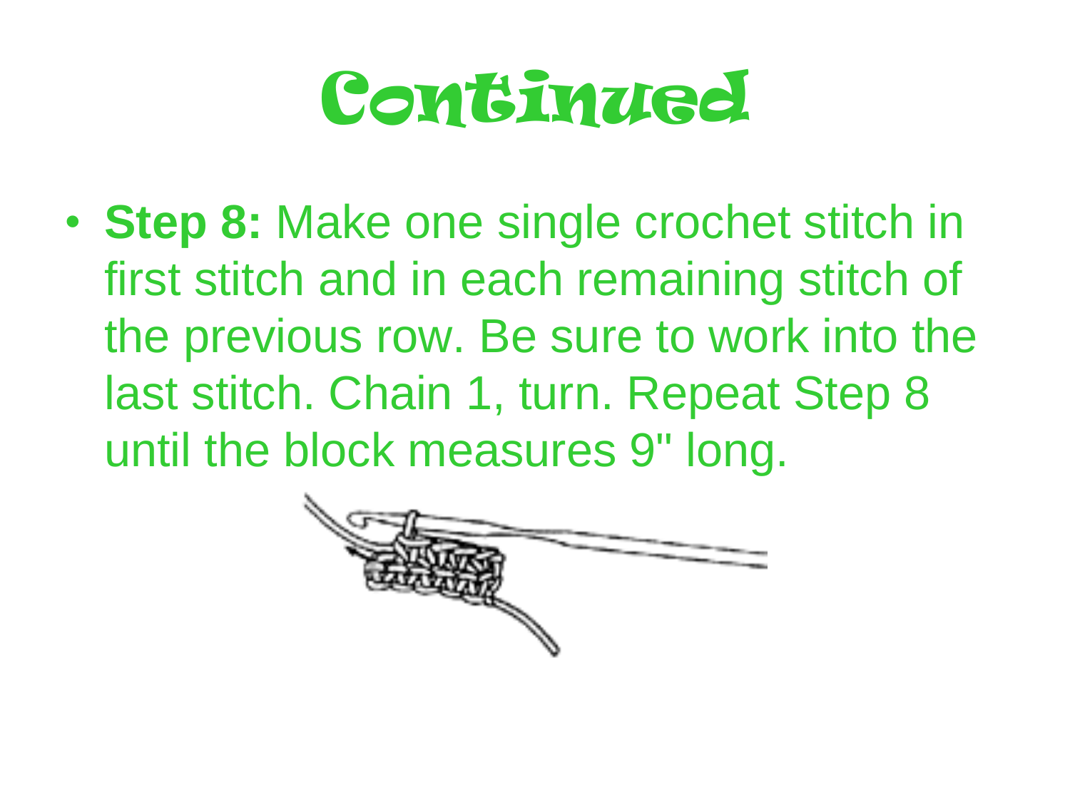# Continued

- **Step 8:** Make one single crochet stitch in first stitch and in each remaining stitch of the previous row. Be sure to work into the last stitch. Chain 1, turn. Repeat Step 8 until the block measures 9" long.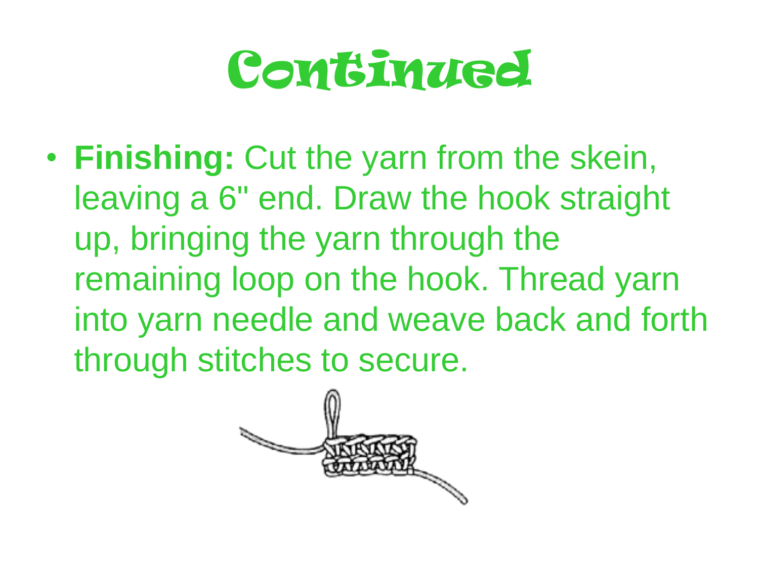# Continued

- **Finishing:** Cut the yarn from the skein, leaving a 6" end. Draw the hook straight up, bringing the yarn through the remaining loop on the hook. Thread yarn into yarn needle and weave back and forth through stitches to secure.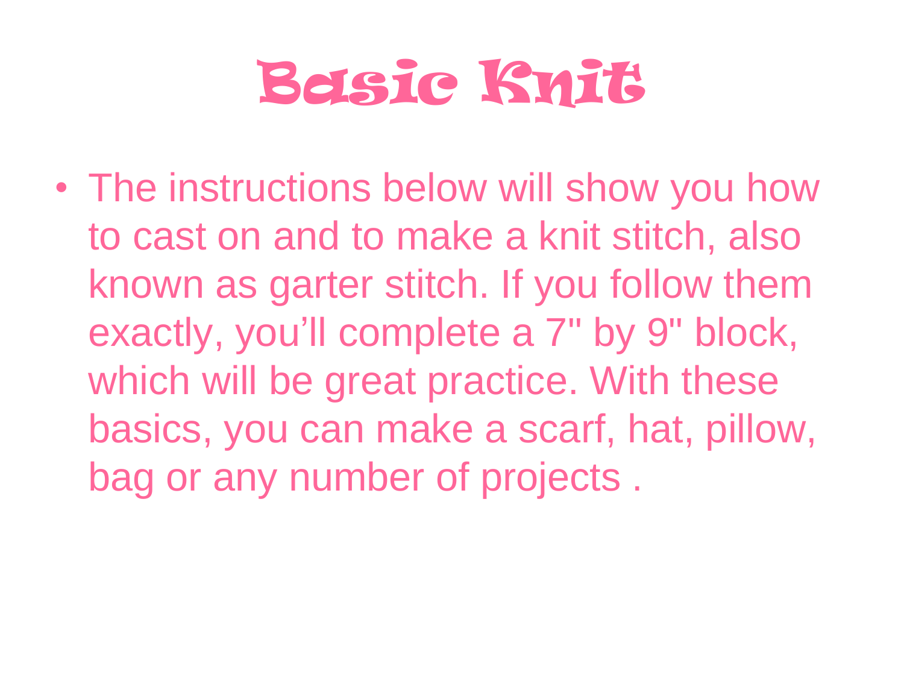# Basic Knit

- The instructions below will show you how to cast on and to make a knit stitch, also known as garter stitch. If you follow them exactly, you'll complete a 7" by 9" block, which will be great practice. With these basics, you can make a scarf, hat, pillow, bag or any number of projects .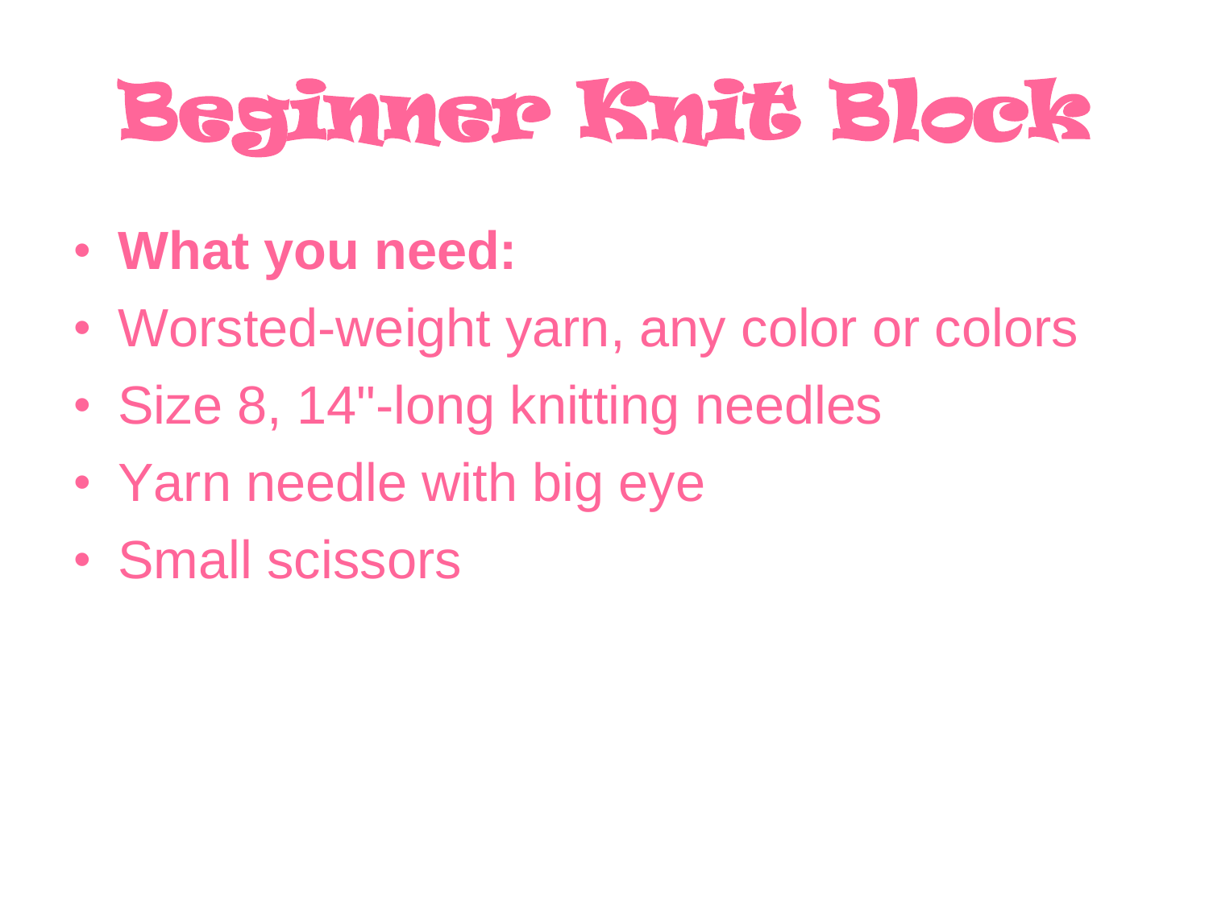# Beginner Knit Block

- **What you need:**
- Worsted-weight yarn, any color or colors
- Size 8, 14"-long knitting needles
- Yarn needle with big eye
- Small scissors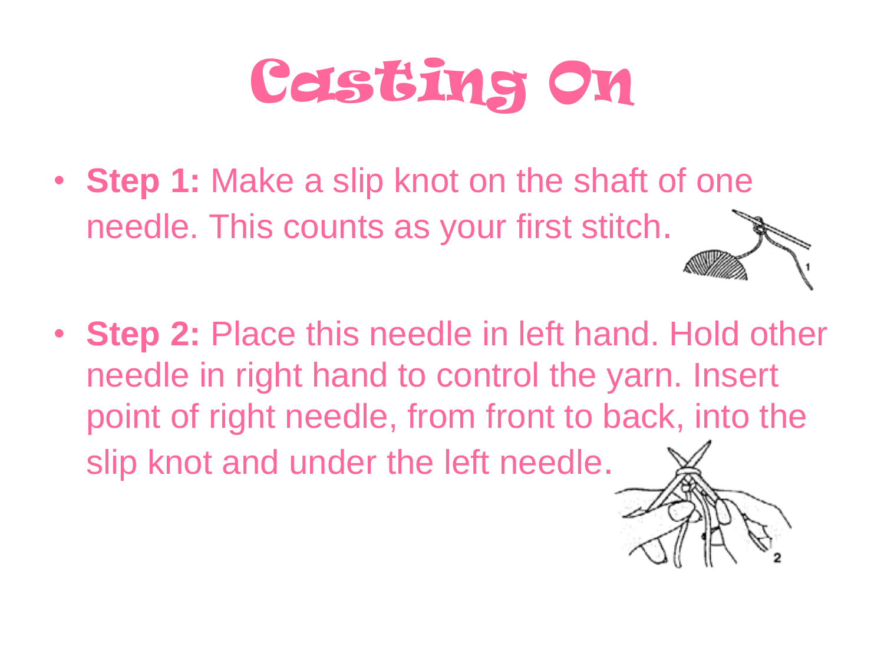# Casting On

- **Step 1:** Make a slip knot on the shaft of one needle. This counts as your first stitch.

- **Step 2:** Place this needle in left hand. Hold other needle in right hand to control the yarn. Insert point of right needle, from front to back, into the slip knot and under the left needle.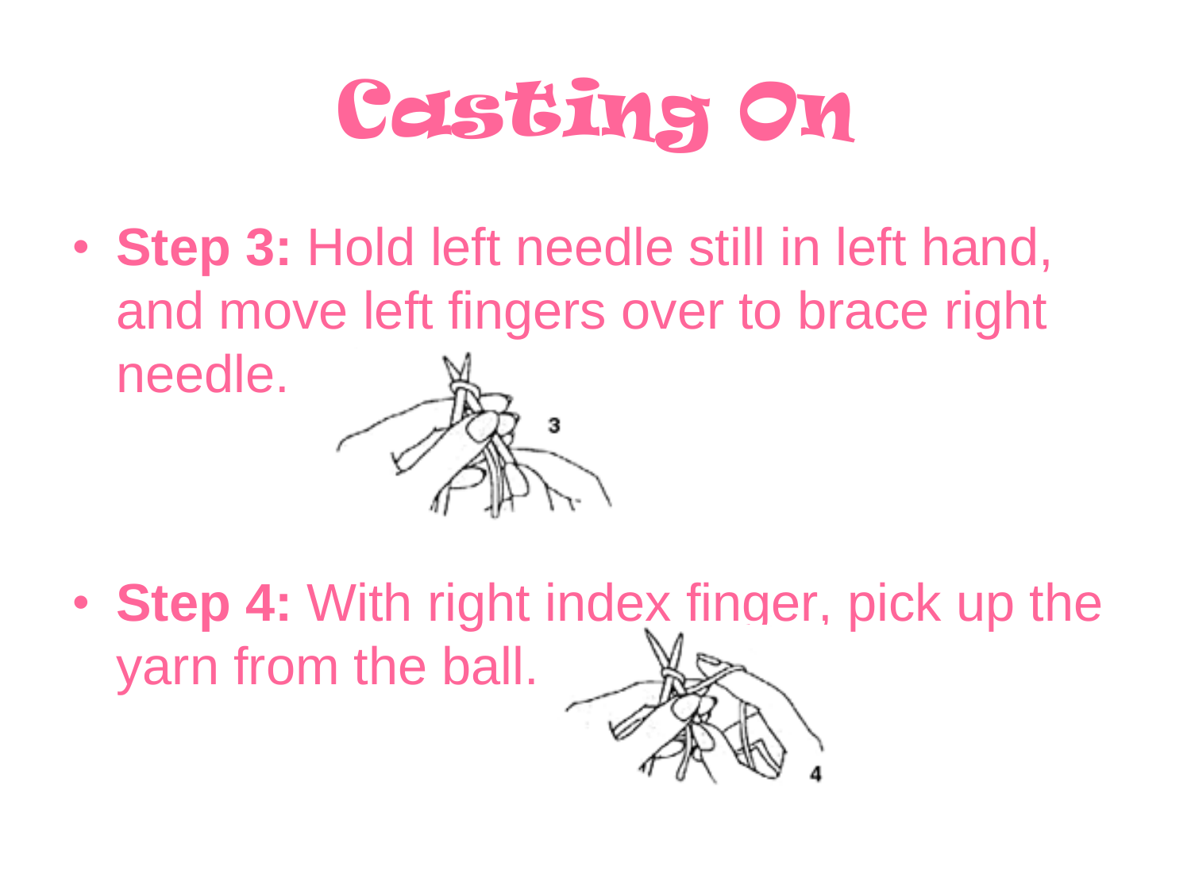# Casting On

- **Step 3:** Hold left needle still in left hand, and move left fingers over to brace right needle.

- **Step 4:** With right index finger, pick up the yarn from the ball.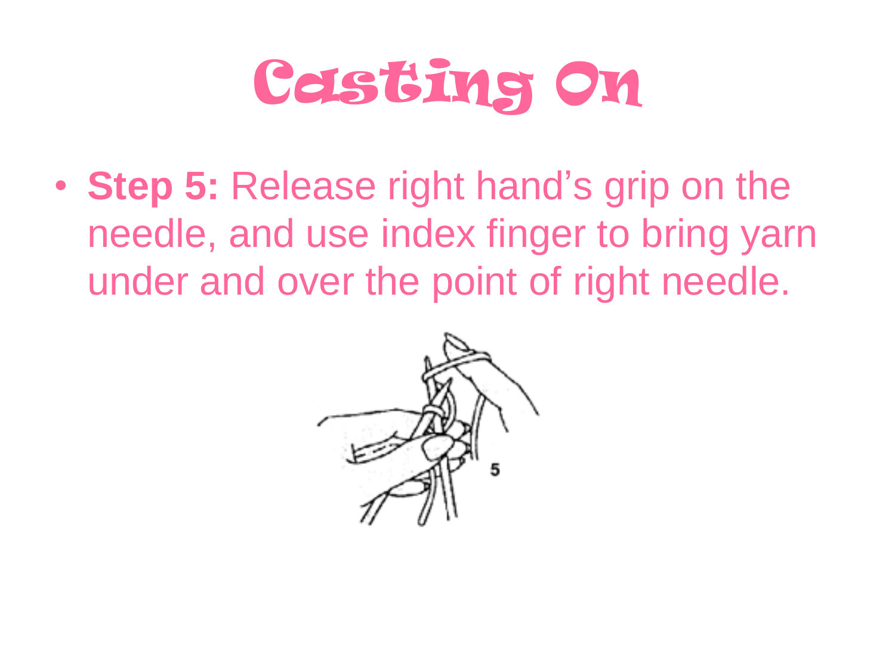# Casting On

- **Step 5:** Release right hand's grip on the needle, and use index finger to bring yarn under and over the point of right needle.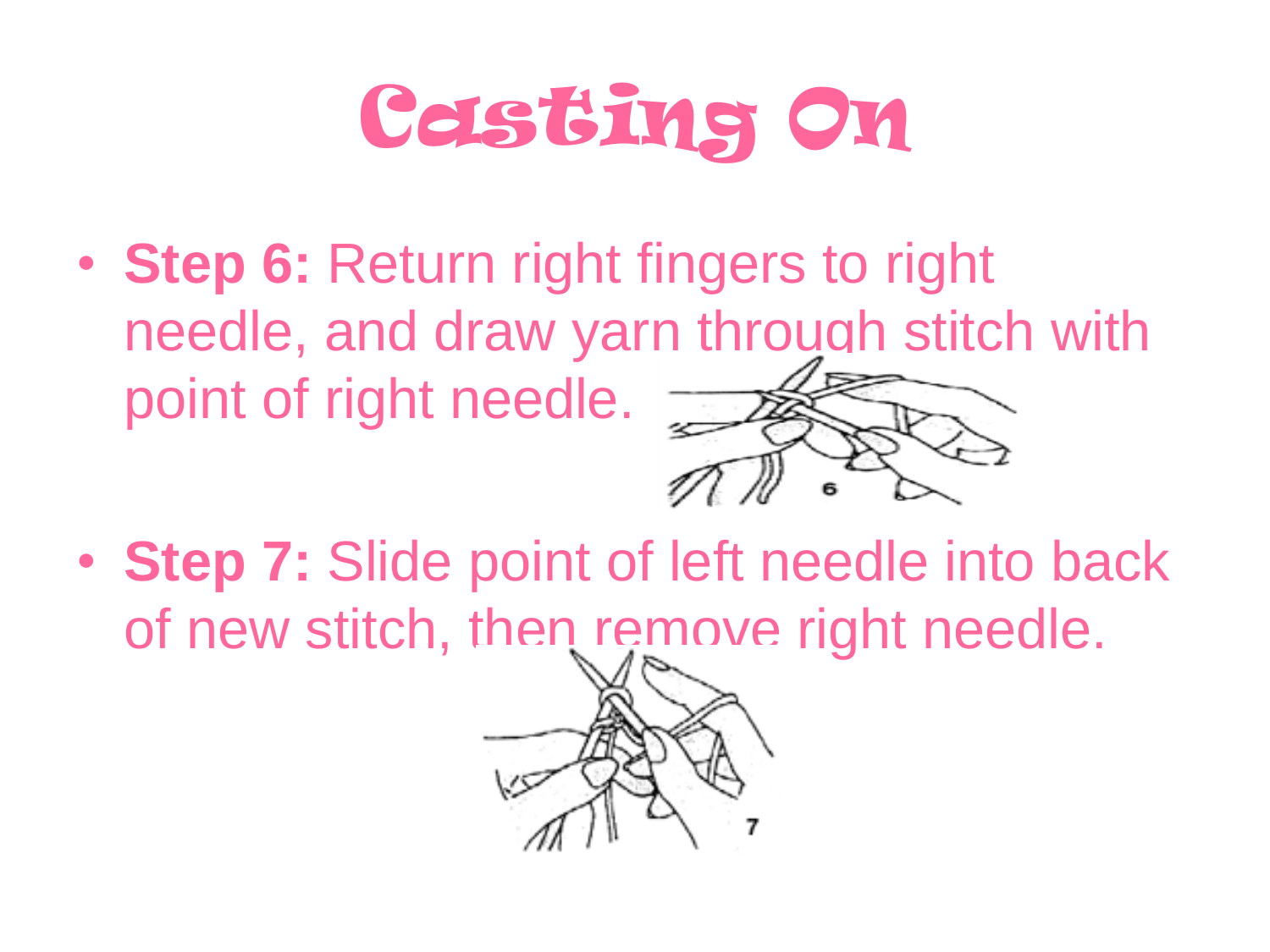# Casting On

- **Step 6:** Return right fingers to right needle, and draw yarn through stitch with point of right needle.

- **Step 7:** Slide point of left needle into back of new stitch, then remove right needle.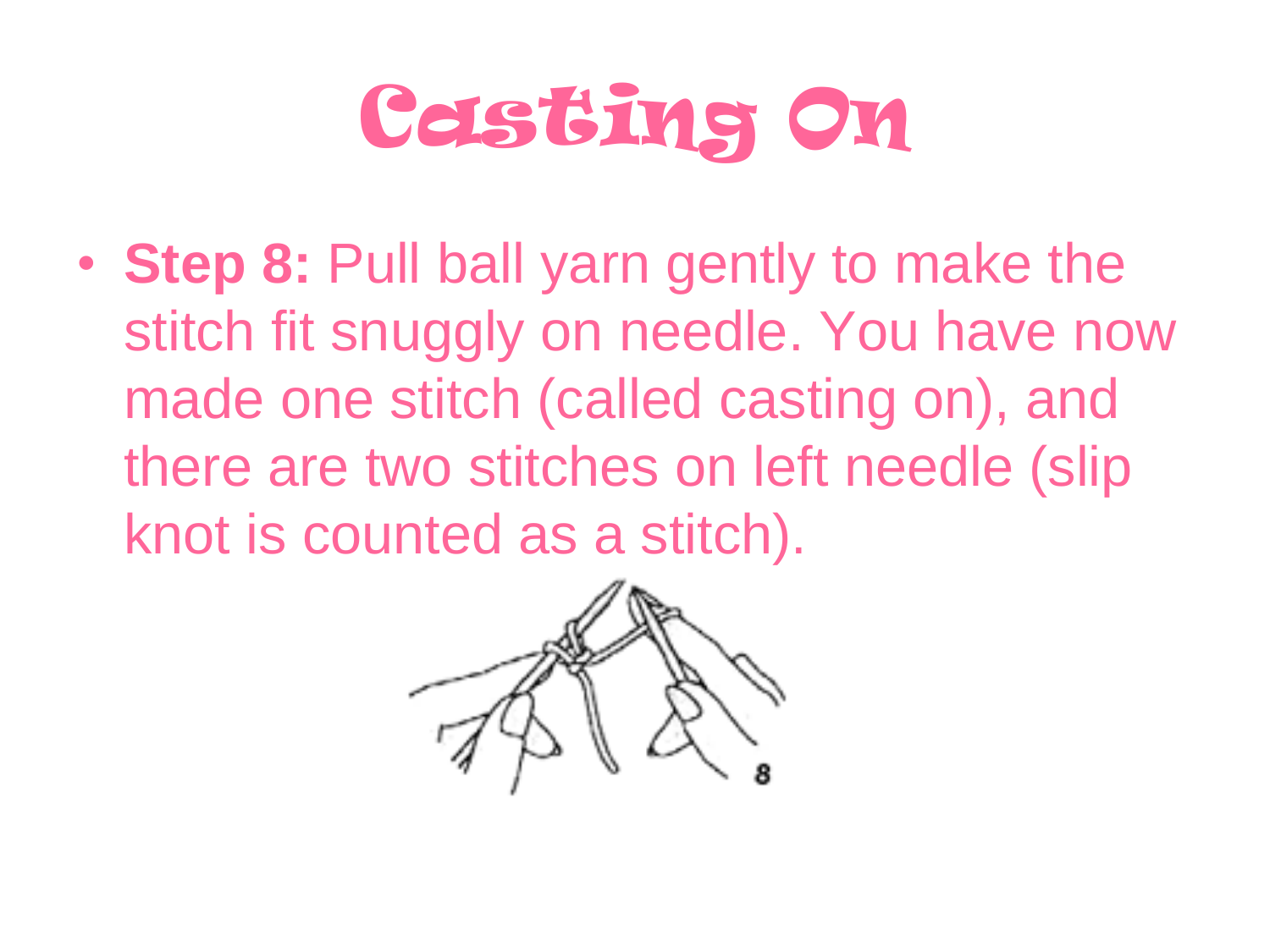# Casting On

- **Step 8:** Pull ball yarn gently to make the stitch fit snuggly on needle. You have now made one stitch (called casting on), and there are two stitches on left needle (slip knot is counted as a stitch).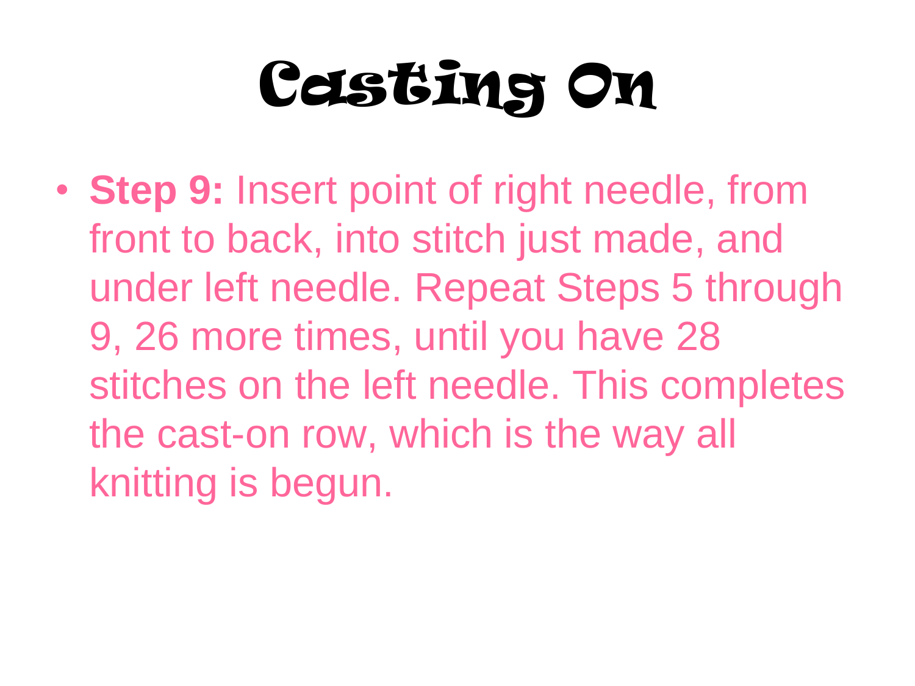# Casting On

- **Step 9:** Insert point of right needle, from front to back, into stitch just made, and under left needle. Repeat Steps 5 through 9, 26 more times, until you have 28 stitches on the left needle. This completes the cast-on row, which is the way all knitting is begun.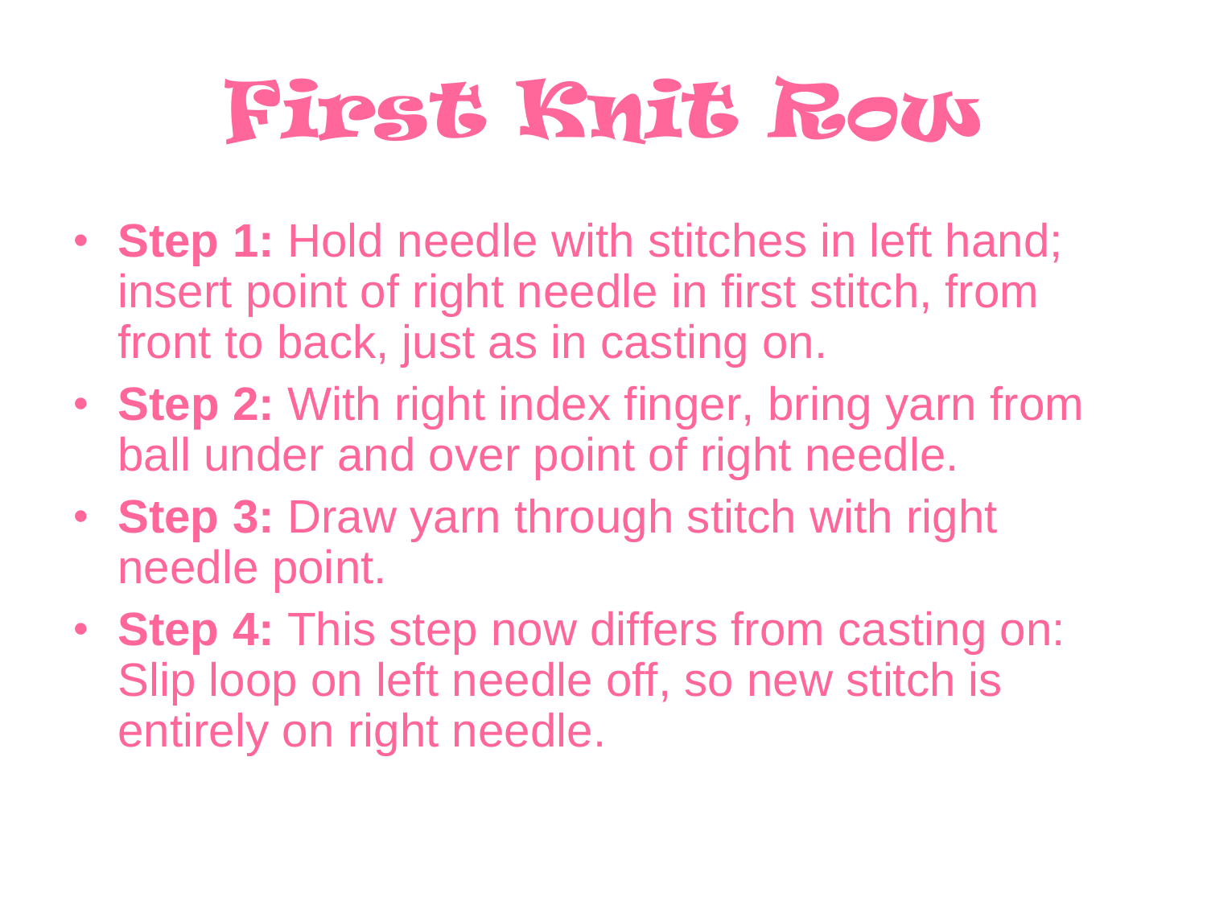# First Knit Row

- **Step 1:** Hold needle with stitches in left hand; insert point of right needle in first stitch, from front to back, just as in casting on.
- **Step 2:** With right index finger, bring yarn from ball under and over point of right needle.
- **Step 3:** Draw yarn through stitch with right needle point.
- **Step 4:** This step now differs from casting on: Slip loop on left needle off, so new stitch is entirely on right needle.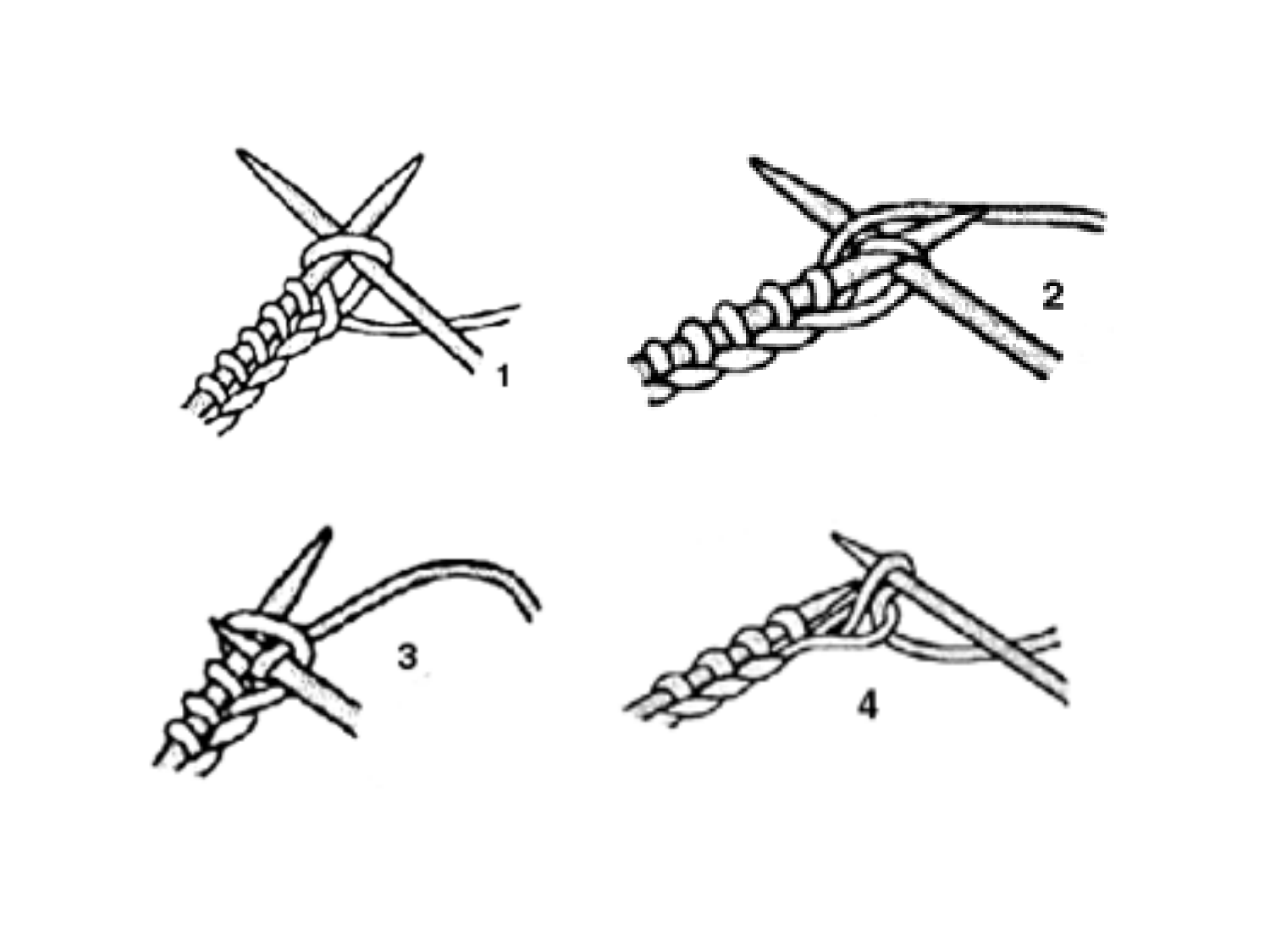1

2

3

4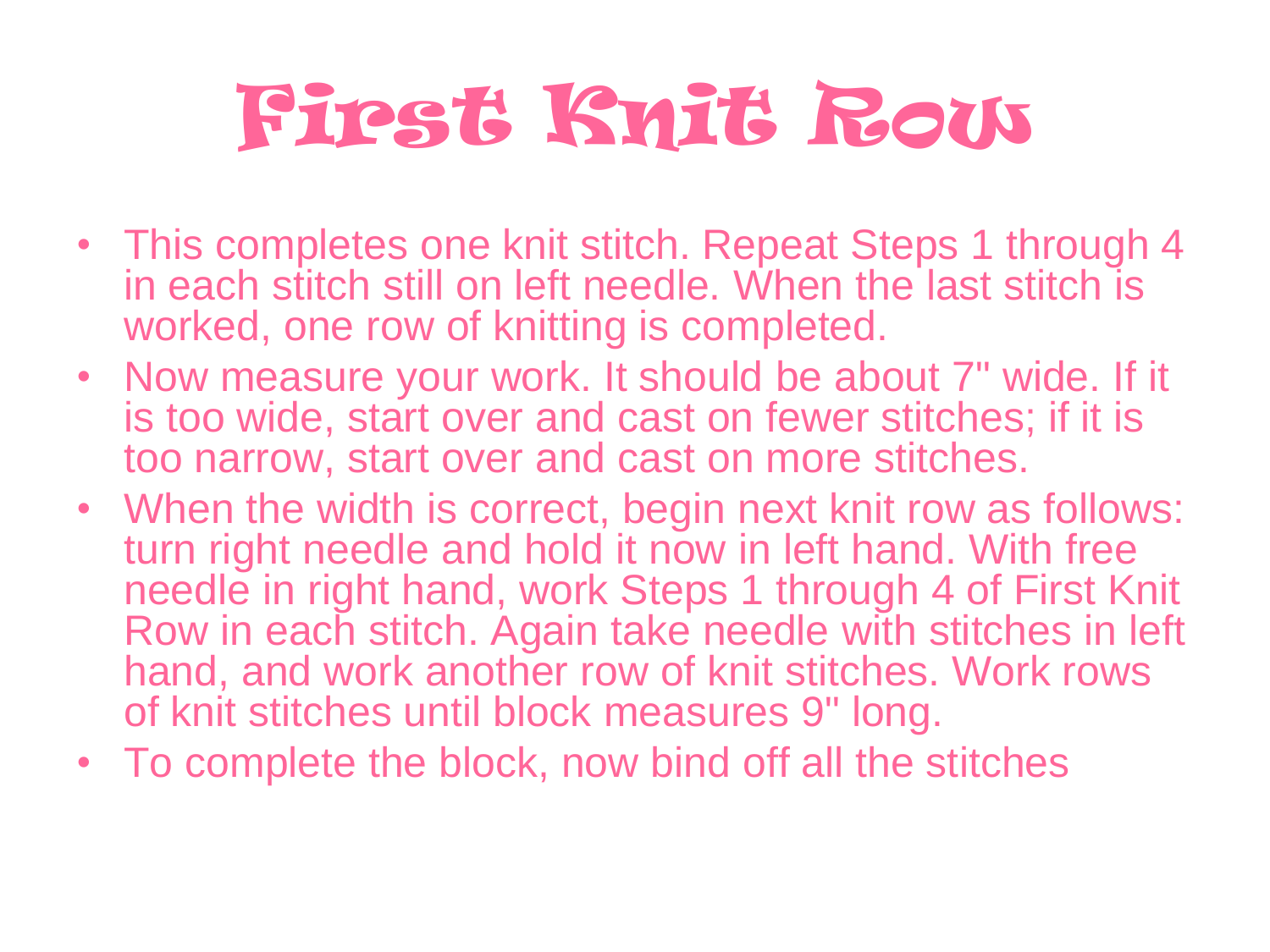# First Knit Row

- This completes one knit stitch. Repeat Steps 1 through 4 in each stitch still on left needle. When the last stitch is worked, one row of knitting is completed.
- Now measure your work. It should be about 7" wide. If it is too wide, start over and cast on fewer stitches; if it is too narrow, start over and cast on more stitches.
- When the width is correct, begin next knit row as follows: turn right needle and hold it now in left hand. With free needle in right hand, work Steps 1 through 4 of First Knit Row in each stitch. Again take needle with stitches in left hand, and work another row of knit stitches. Work rows of knit stitches until block measures 9" long.
- To complete the block, now bind off all the stitches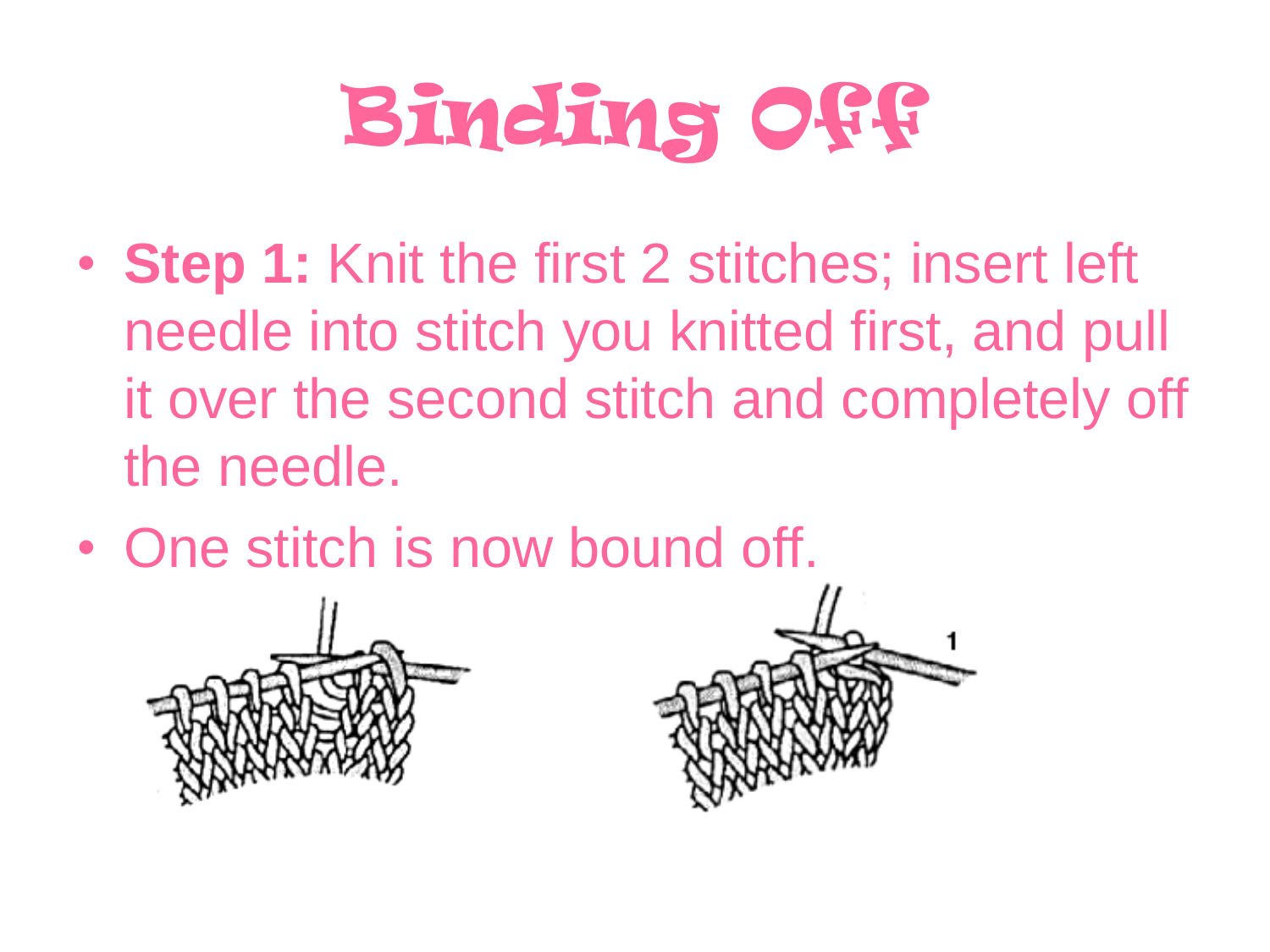# Binding Off

- **Step 1:** Knit the first 2 stitches; insert left needle into stitch you knitted first, and pull it over the second stitch and completely off the needle.
- One stitch is now bound off.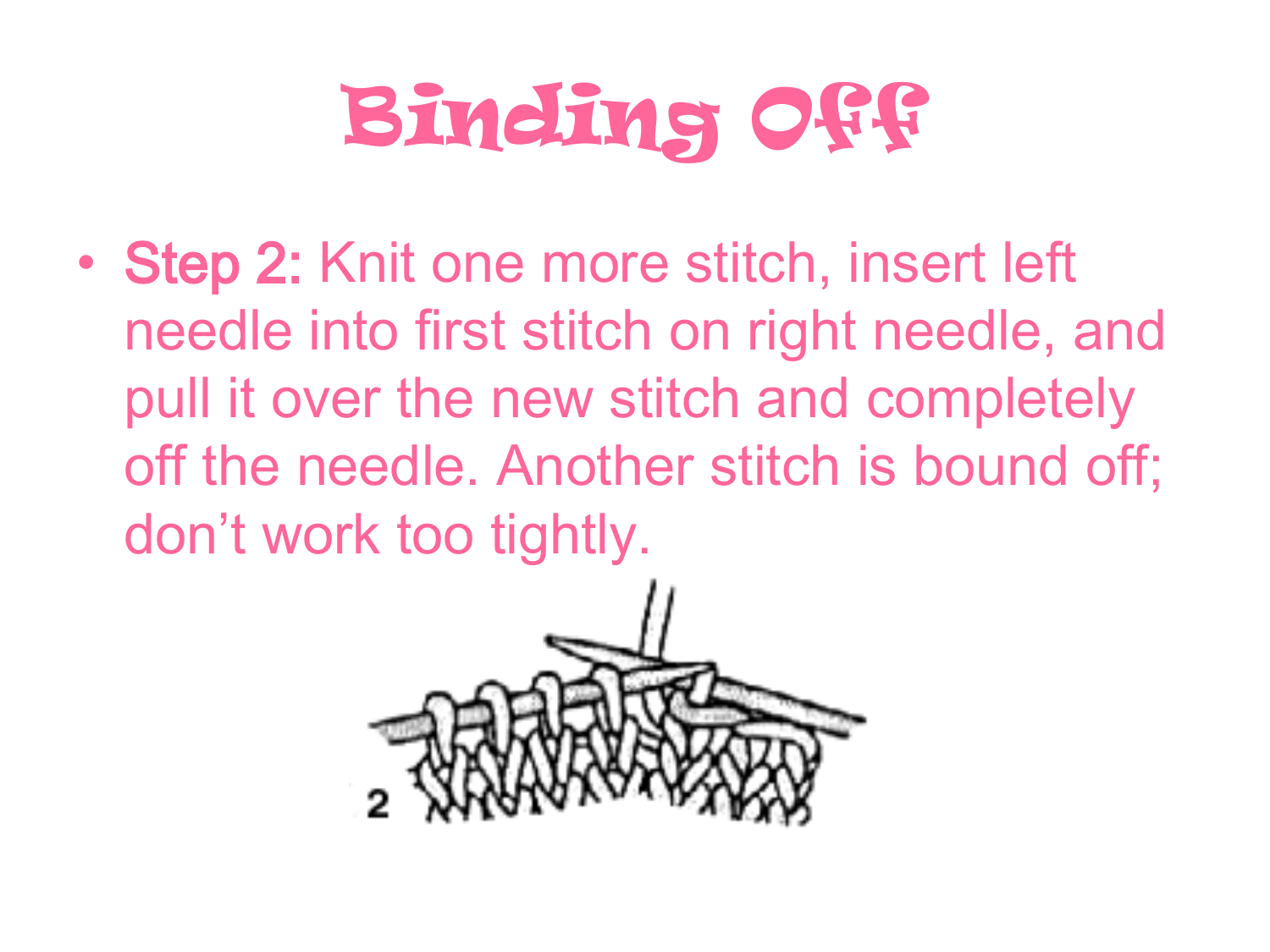# Binding Off

- **Step 2:** Knit one more stitch, insert left needle into first stitch on right needle, and pull it over the new stitch and completely off the needle. Another stitch is bound off; don't work too tightly.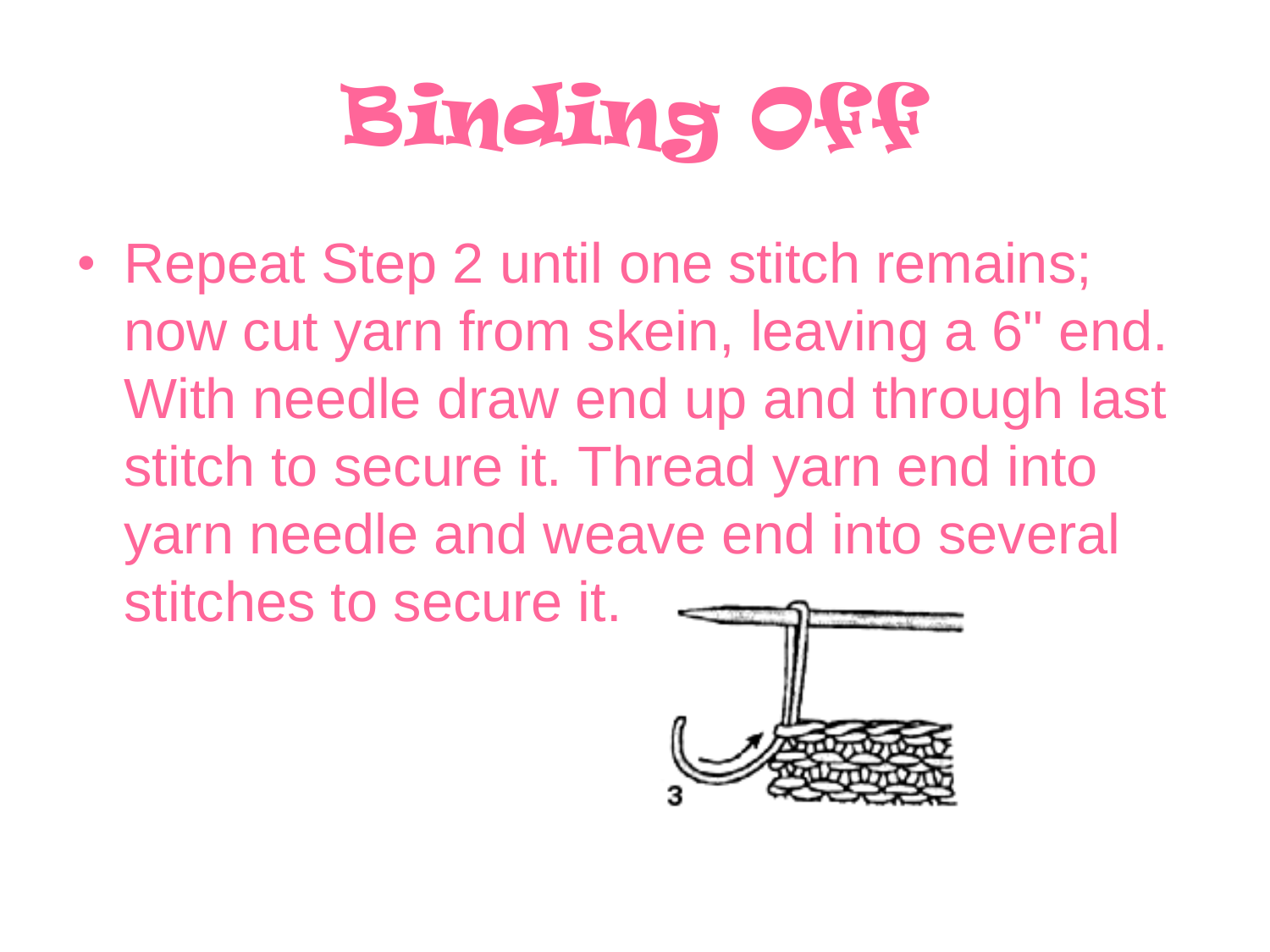# Binding Off

- Repeat Step 2 until one stitch remains; now cut yarn from skein, leaving a 6" end. With needle draw end up and through last stitch to secure it. Thread yarn end into yarn needle and weave end into several stitches to secure it.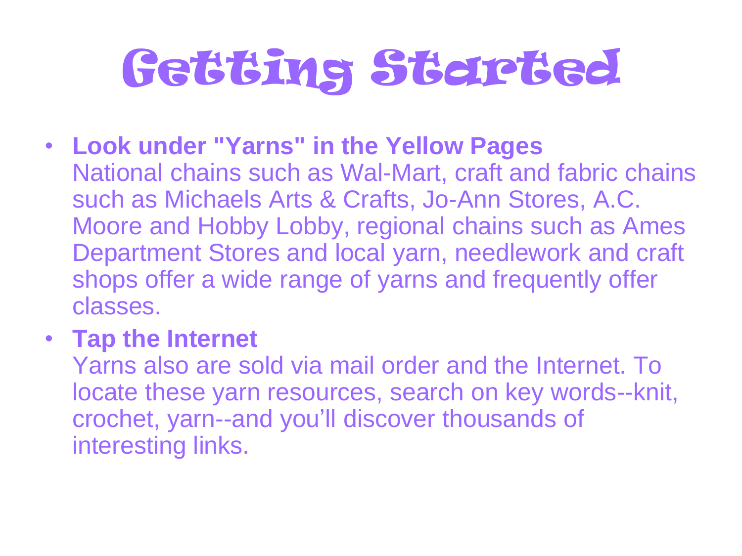# Getting Started

- **Look under "Yarns" in the Yellow Pages**
  National chains such as Wal-Mart, craft and fabric chains such as Michaels Arts & Crafts, Jo-Ann Stores, A.C. Moore and Hobby Lobby, regional chains such as Ames Department Stores and local yarn, needlework and craft shops offer a wide range of yarns and frequently offer classes.
- **Tap the Internet**
  Yarns also are sold via mail order and the Internet. To locate these yarn resources, search on key words--knit, crochet, yarn--and you'll discover thousands of interesting links.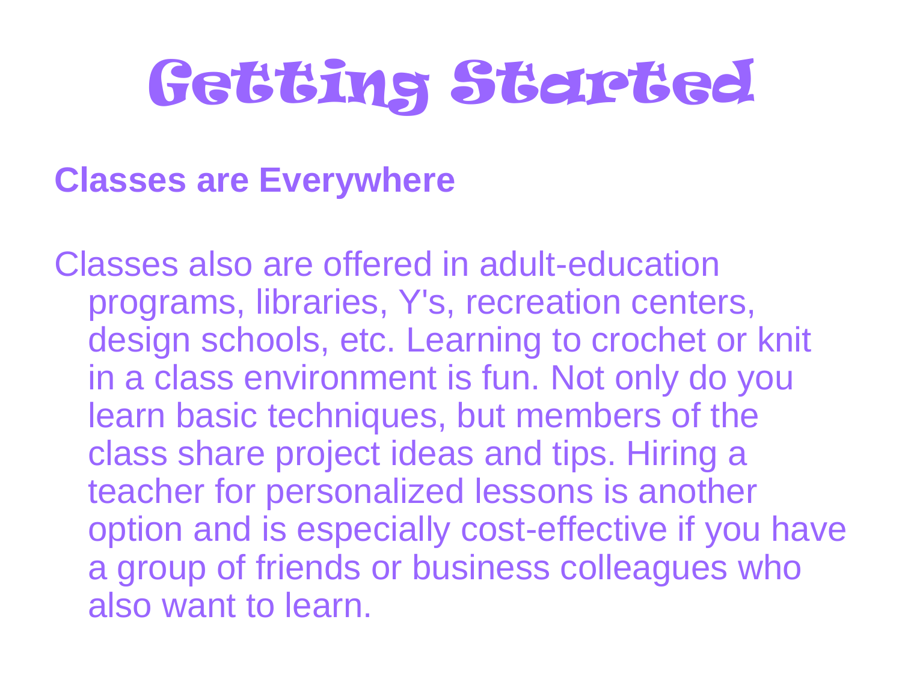# Getting Started

**Classes are Everywhere**

Classes also are offered in adult-education programs, libraries, Y's, recreation centers, design schools, etc. Learning to crochet or knit in a class environment is fun. Not only do you learn basic techniques, but members of the class share project ideas and tips. Hiring a teacher for personalized lessons is another option and is especially cost-effective if you have a group of friends or business colleagues who also want to learn.